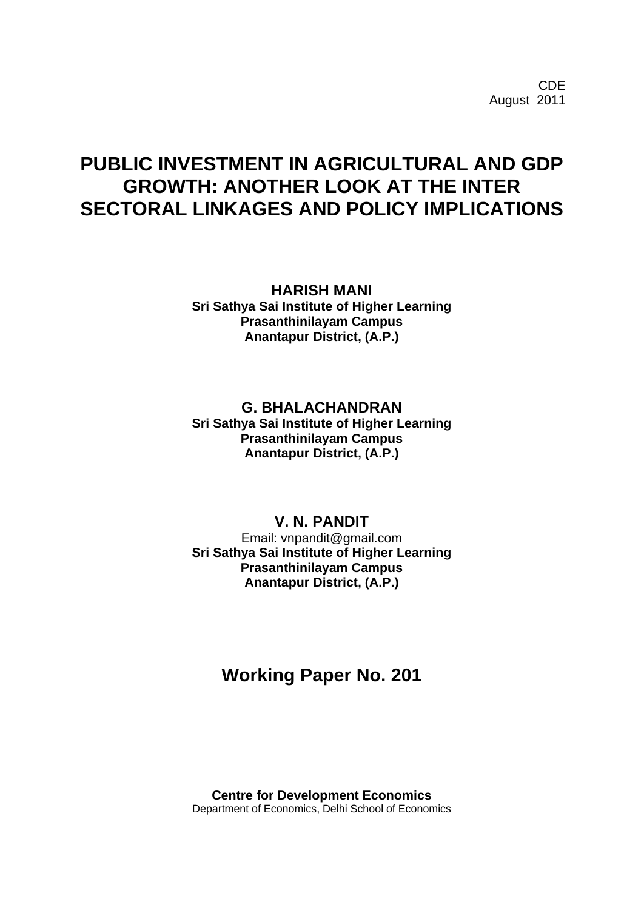CDE
August 2011

# PUBLIC INVESTMENT IN AGRICULTURAL AND GDP GROWTH: ANOTHER LOOK AT THE INTER SECTORAL LINKAGES AND POLICY IMPLICATIONS

**HARISH MANI**
**Sri Sathya Sai Institute of Higher Learning**
**Prasanthinilayam Campus**
**Anantapur District, (A.P.)**

**G. BHALACHANDRAN**
**Sri Sathya Sai Institute of Higher Learning**
**Prasanthinilayam Campus**
**Anantapur District, (A.P.)**

**V. N. PANDIT**
Email: vnpandit@gmail.com
**Sri Sathya Sai Institute of Higher Learning**
**Prasanthinilayam Campus**
**Anantapur District, (A.P.)**

## Working Paper No. 201

**Centre for Development Economics**
Department of Economics, Delhi School of Economics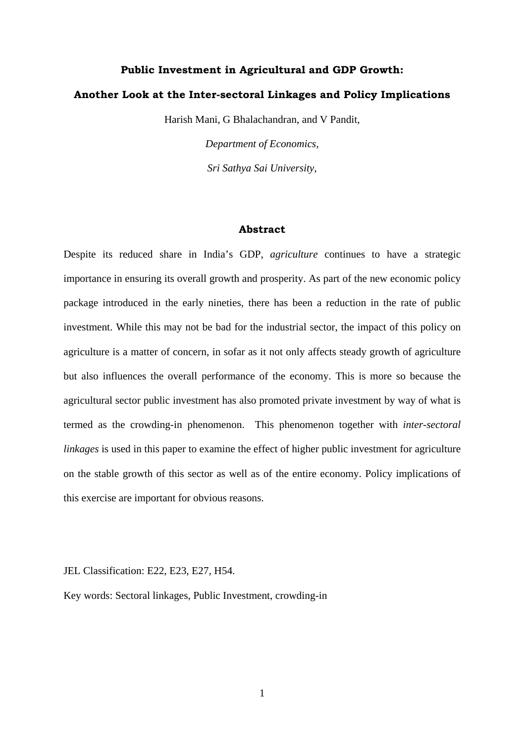# Public Investment in Agricultural and GDP Growth:

# Another Look at the Inter-sectoral Linkages and Policy Implications

Harish Mani, G Bhalachandran, and V Pandit,

*Department of Economics,*

*Sri Sathya Sai University,*

## Abstract

Despite its reduced share in India's GDP, *agriculture* continues to have a strategic importance in ensuring its overall growth and prosperity. As part of the new economic policy package introduced in the early nineties, there has been a reduction in the rate of public investment. While this may not be bad for the industrial sector, the impact of this policy on agriculture is a matter of concern, in sofar as it not only affects steady growth of agriculture but also influences the overall performance of the economy. This is more so because the agricultural sector public investment has also promoted private investment by way of what is termed as the crowding-in phenomenon. This phenomenon together with *inter-sectoral linkages* is used in this paper to examine the effect of higher public investment for agriculture on the stable growth of this sector as well as of the entire economy. Policy implications of this exercise are important for obvious reasons.

JEL Classification: E22, E23, E27, H54.

Key words: Sectoral linkages, Public Investment, crowding-in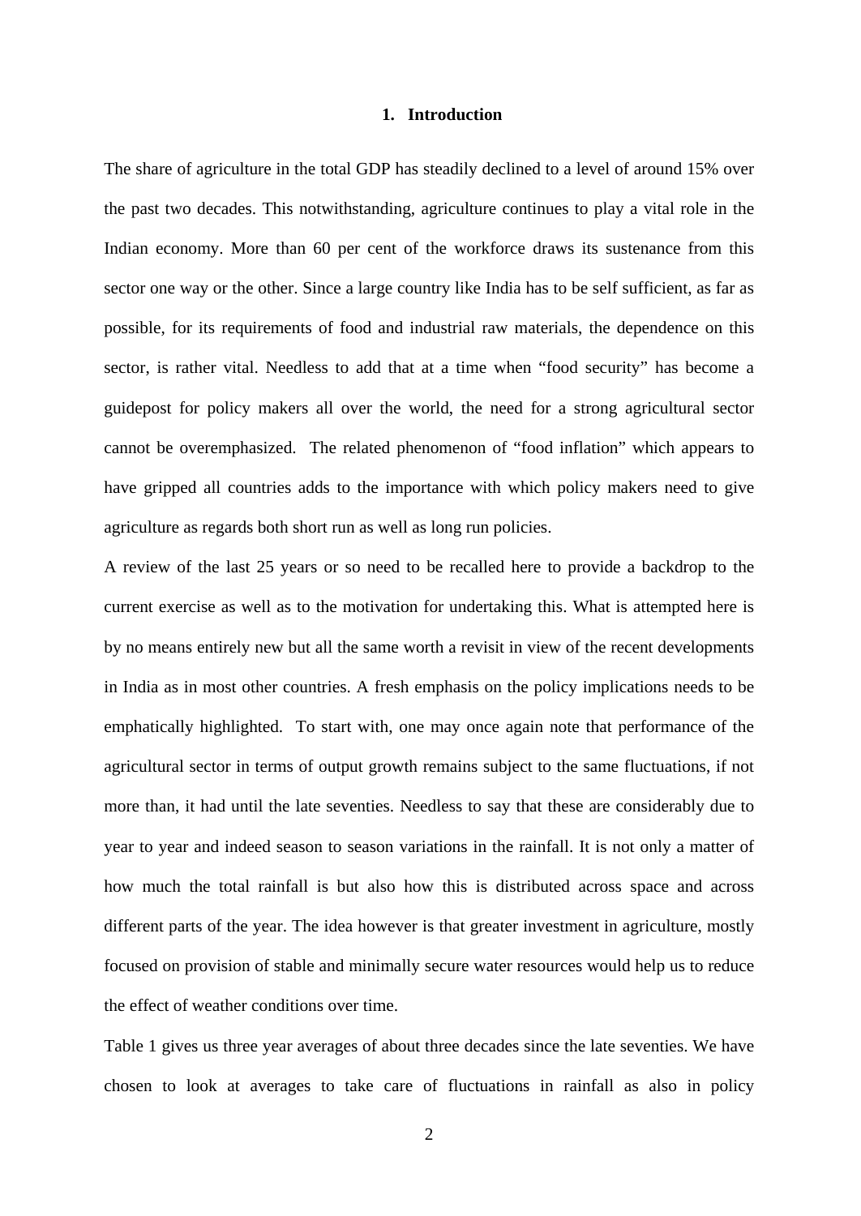## 1. Introduction

The share of agriculture in the total GDP has steadily declined to a level of around 15% over the past two decades. This notwithstanding, agriculture continues to play a vital role in the Indian economy. More than 60 per cent of the workforce draws its sustenance from this sector one way or the other. Since a large country like India has to be self sufficient, as far as possible, for its requirements of food and industrial raw materials, the dependence on this sector, is rather vital. Needless to add that at a time when "food security" has become a guidepost for policy makers all over the world, the need for a strong agricultural sector cannot be overemphasized. The related phenomenon of "food inflation" which appears to have gripped all countries adds to the importance with which policy makers need to give agriculture as regards both short run as well as long run policies.

A review of the last 25 years or so need to be recalled here to provide a backdrop to the current exercise as well as to the motivation for undertaking this. What is attempted here is by no means entirely new but all the same worth a revisit in view of the recent developments in India as in most other countries. A fresh emphasis on the policy implications needs to be emphatically highlighted. To start with, one may once again note that performance of the agricultural sector in terms of output growth remains subject to the same fluctuations, if not more than, it had until the late seventies. Needless to say that these are considerably due to year to year and indeed season to season variations in the rainfall. It is not only a matter of how much the total rainfall is but also how this is distributed across space and across different parts of the year. The idea however is that greater investment in agriculture, mostly focused on provision of stable and minimally secure water resources would help us to reduce the effect of weather conditions over time.

Table 1 gives us three year averages of about three decades since the late seventies. We have chosen to look at averages to take care of fluctuations in rainfall as also in policy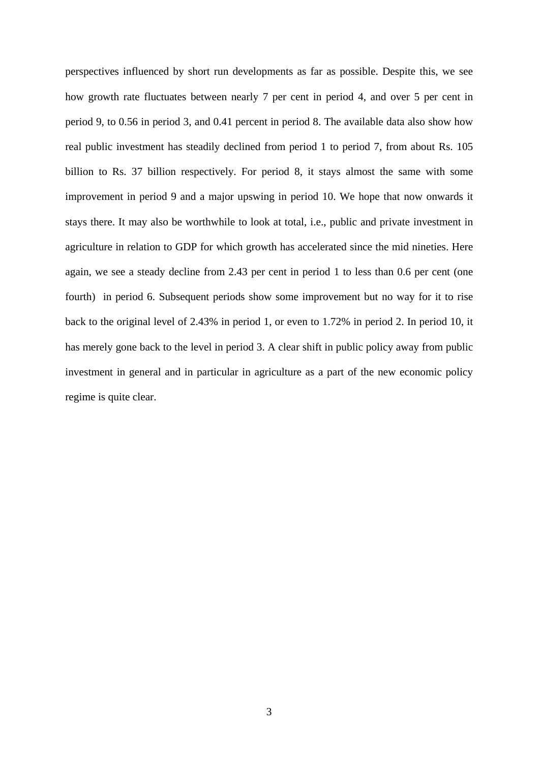perspectives influenced by short run developments as far as possible. Despite this, we see how growth rate fluctuates between nearly 7 per cent in period 4, and over 5 per cent in period 9, to 0.56 in period 3, and 0.41 percent in period 8. The available data also show how real public investment has steadily declined from period 1 to period 7, from about Rs. 105 billion to Rs. 37 billion respectively. For period 8, it stays almost the same with some improvement in period 9 and a major upswing in period 10. We hope that now onwards it stays there. It may also be worthwhile to look at total, i.e., public and private investment in agriculture in relation to GDP for which growth has accelerated since the mid nineties. Here again, we see a steady decline from 2.43 per cent in period 1 to less than 0.6 per cent (one fourth) in period 6. Subsequent periods show some improvement but no way for it to rise back to the original level of 2.43% in period 1, or even to 1.72% in period 2. In period 10, it has merely gone back to the level in period 3. A clear shift in public policy away from public investment in general and in particular in agriculture as a part of the new economic policy regime is quite clear.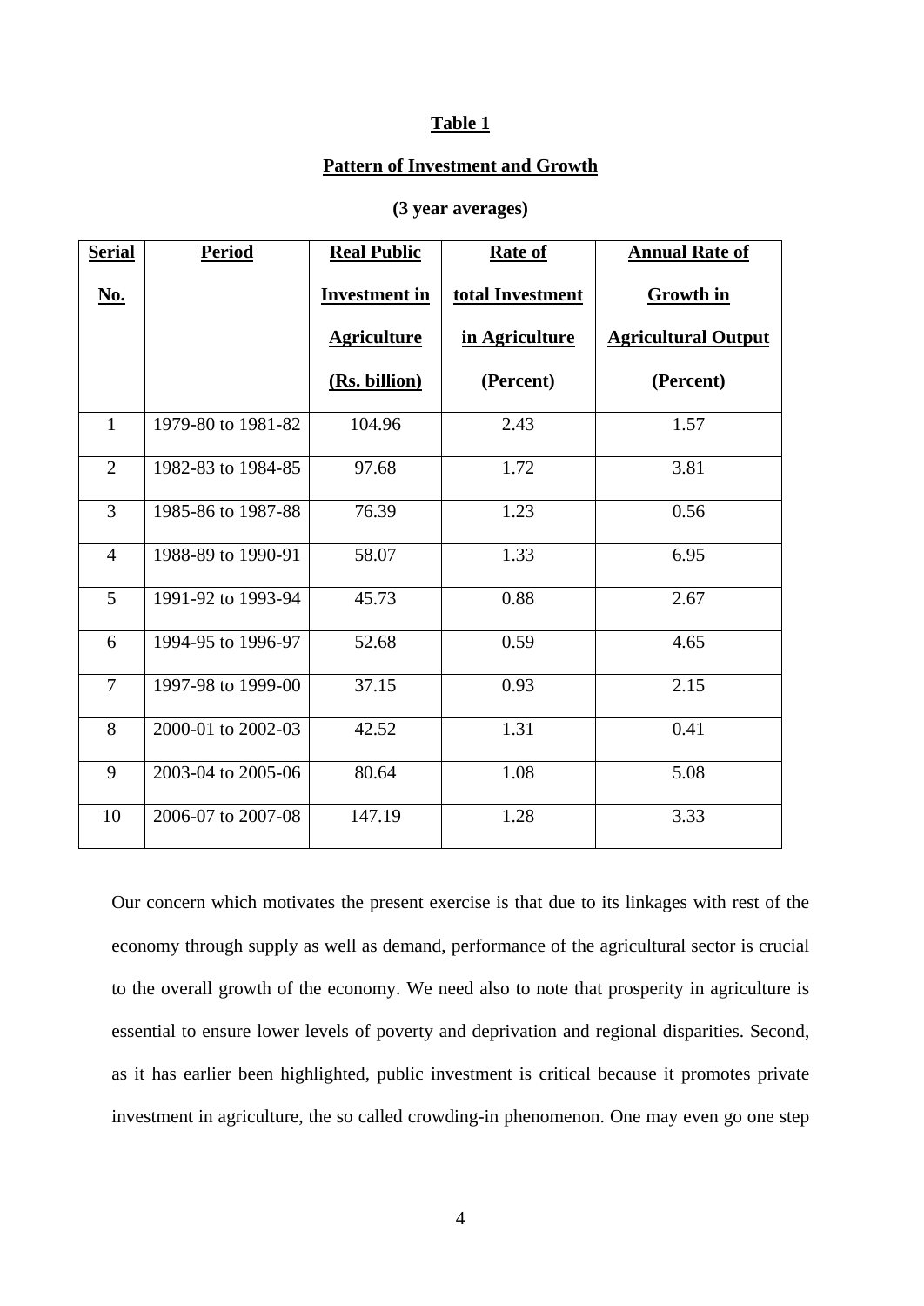**Table 1**

**Pattern of Investment and Growth**

**(3 year averages)**

| Serial No. | Period | Real Public Investment in Agriculture (Rs. billion) | Rate of total Investment in Agriculture (Percent) | Annual Rate of Growth in Agricultural Output (Percent) |
|---|---|---|---|---|
| 1 | 1979-80 to 1981-82 | 104.96 | 2.43 | 1.57 |
| 2 | 1982-83 to 1984-85 | 97.68 | 1.72 | 3.81 |
| 3 | 1985-86 to 1987-88 | 76.39 | 1.23 | 0.56 |
| 4 | 1988-89 to 1990-91 | 58.07 | 1.33 | 6.95 |
| 5 | 1991-92 to 1993-94 | 45.73 | 0.88 | 2.67 |
| 6 | 1994-95 to 1996-97 | 52.68 | 0.59 | 4.65 |
| 7 | 1997-98 to 1999-00 | 37.15 | 0.93 | 2.15 |
| 8 | 2000-01 to 2002-03 | 42.52 | 1.31 | 0.41 |
| 9 | 2003-04 to 2005-06 | 80.64 | 1.08 | 5.08 |
| 10 | 2006-07 to 2007-08 | 147.19 | 1.28 | 3.33 |

Our concern which motivates the present exercise is that due to its linkages with rest of the economy through supply as well as demand, performance of the agricultural sector is crucial to the overall growth of the economy. We need also to note that prosperity in agriculture is essential to ensure lower levels of poverty and deprivation and regional disparities. Second, as it has earlier been highlighted, public investment is critical because it promotes private investment in agriculture, the so called crowding-in phenomenon. One may even go one step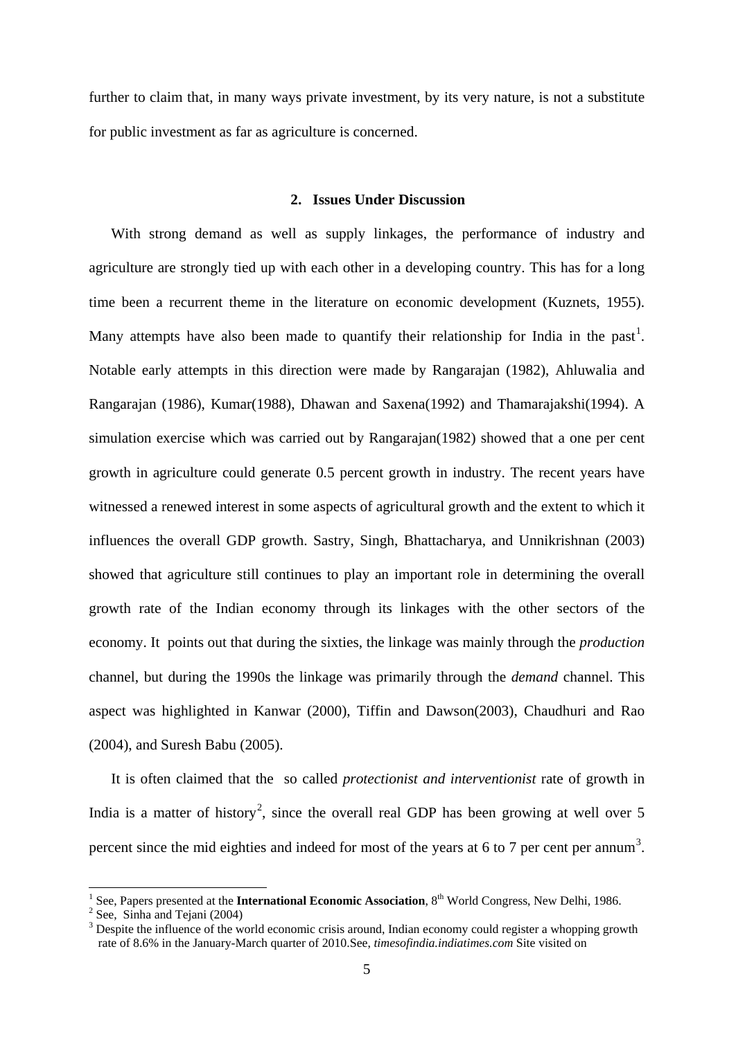further to claim that, in many ways private investment, by its very nature, is not a substitute for public investment as far as agriculture is concerned.

## 2. Issues Under Discussion

With strong demand as well as supply linkages, the performance of industry and agriculture are strongly tied up with each other in a developing country. This has for a long time been a recurrent theme in the literature on economic development (Kuznets, 1955). Many attempts have also been made to quantify their relationship for India in the past[1]. Notable early attempts in this direction were made by Rangarajan (1982), Ahluwalia and Rangarajan (1986), Kumar(1988), Dhawan and Saxena(1992) and Thamarajakshi(1994). A simulation exercise which was carried out by Rangarajan(1982) showed that a one per cent growth in agriculture could generate 0.5 percent growth in industry. The recent years have witnessed a renewed interest in some aspects of agricultural growth and the extent to which it influences the overall GDP growth. Sastry, Singh, Bhattacharya, and Unnikrishnan (2003) showed that agriculture still continues to play an important role in determining the overall growth rate of the Indian economy through its linkages with the other sectors of the economy. It points out that during the sixties, the linkage was mainly through the *production* channel, but during the 1990s the linkage was primarily through the *demand* channel. This aspect was highlighted in Kanwar (2000), Tiffin and Dawson(2003), Chaudhuri and Rao (2004), and Suresh Babu (2005).

It is often claimed that the so called *protectionist and interventionist* rate of growth in India is a matter of history[2], since the overall real GDP has been growing at well over 5 percent since the mid eighties and indeed for most of the years at 6 to 7 per cent per annum[3].

---

[1] See, Papers presented at the **International Economic Association**, 8th World Congress, New Delhi, 1986.

[2] See, Sinha and Tejani (2004)

[3] Despite the influence of the world economic crisis around, Indian economy could register a whopping growth rate of 8.6% in the January-March quarter of 2010.See, *timesofindia.indiatimes.com* Site visited on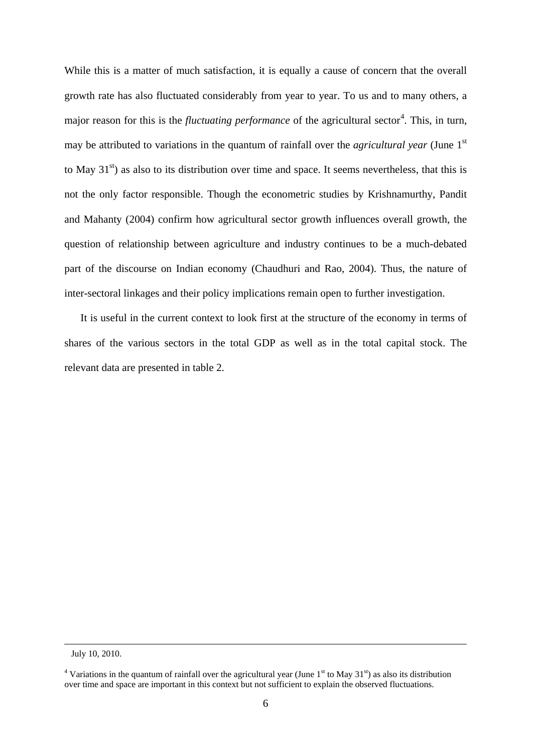While this is a matter of much satisfaction, it is equally a cause of concern that the overall growth rate has also fluctuated considerably from year to year. To us and to many others, a major reason for this is the *fluctuating performance* of the agricultural sector[4]. This, in turn, may be attributed to variations in the quantum of rainfall over the *agricultural year* (June 1st to May 31st) as also to its distribution over time and space. It seems nevertheless, that this is not the only factor responsible. Though the econometric studies by Krishnamurthy, Pandit and Mahanty (2004) confirm how agricultural sector growth influences overall growth, the question of relationship between agriculture and industry continues to be a much-debated part of the discourse on Indian economy (Chaudhuri and Rao, 2004). Thus, the nature of inter-sectoral linkages and their policy implications remain open to further investigation.

It is useful in the current context to look first at the structure of the economy in terms of shares of the various sectors in the total GDP as well as in the total capital stock. The relevant data are presented in table 2.

---

July 10, 2010.

[4] Variations in the quantum of rainfall over the agricultural year (June 1st to May 31st) as also its distribution over time and space are important in this context but not sufficient to explain the observed fluctuations.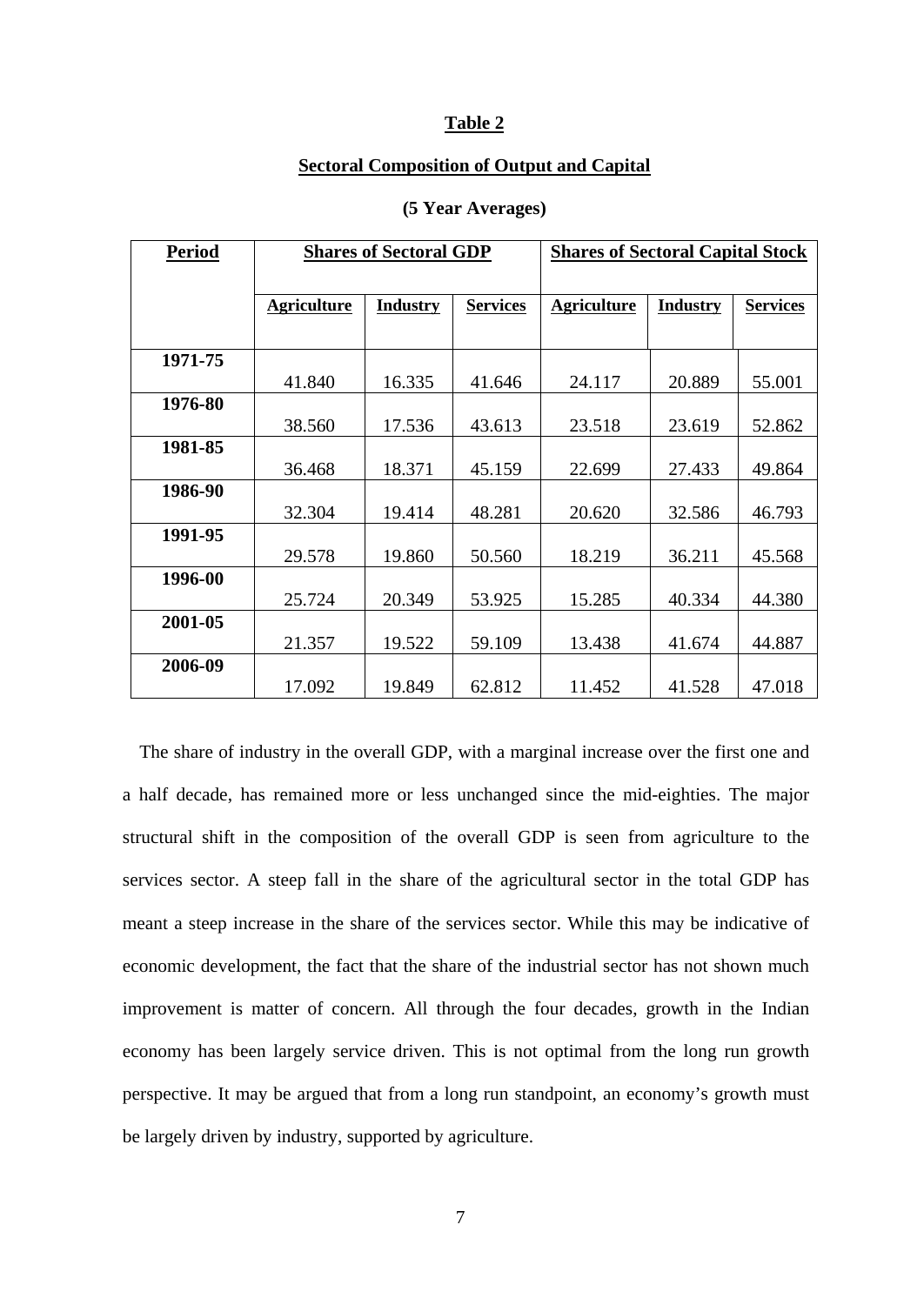**Table 2**

**Sectoral Composition of Output and Capital**

**(5 Year Averages)**

| Period | Shares of Sectoral GDP | | | Shares of Sectoral Capital Stock | | |
|---|---|---|---|---|---|---|
| | Agriculture | Industry | Services | Agriculture | Industry | Services |
| 1971-75 | 41.840 | 16.335 | 41.646 | 24.117 | 20.889 | 55.001 |
| 1976-80 | 38.560 | 17.536 | 43.613 | 23.518 | 23.619 | 52.862 |
| 1981-85 | 36.468 | 18.371 | 45.159 | 22.699 | 27.433 | 49.864 |
| 1986-90 | 32.304 | 19.414 | 48.281 | 20.620 | 32.586 | 46.793 |
| 1991-95 | 29.578 | 19.860 | 50.560 | 18.219 | 36.211 | 45.568 |
| 1996-00 | 25.724 | 20.349 | 53.925 | 15.285 | 40.334 | 44.380 |
| 2001-05 | 21.357 | 19.522 | 59.109 | 13.438 | 41.674 | 44.887 |
| 2006-09 | 17.092 | 19.849 | 62.812 | 11.452 | 41.528 | 47.018 |

The share of industry in the overall GDP, with a marginal increase over the first one and a half decade, has remained more or less unchanged since the mid-eighties. The major structural shift in the composition of the overall GDP is seen from agriculture to the services sector. A steep fall in the share of the agricultural sector in the total GDP has meant a steep increase in the share of the services sector. While this may be indicative of economic development, the fact that the share of the industrial sector has not shown much improvement is matter of concern. All through the four decades, growth in the Indian economy has been largely service driven. This is not optimal from the long run growth perspective. It may be argued that from a long run standpoint, an economy's growth must be largely driven by industry, supported by agriculture.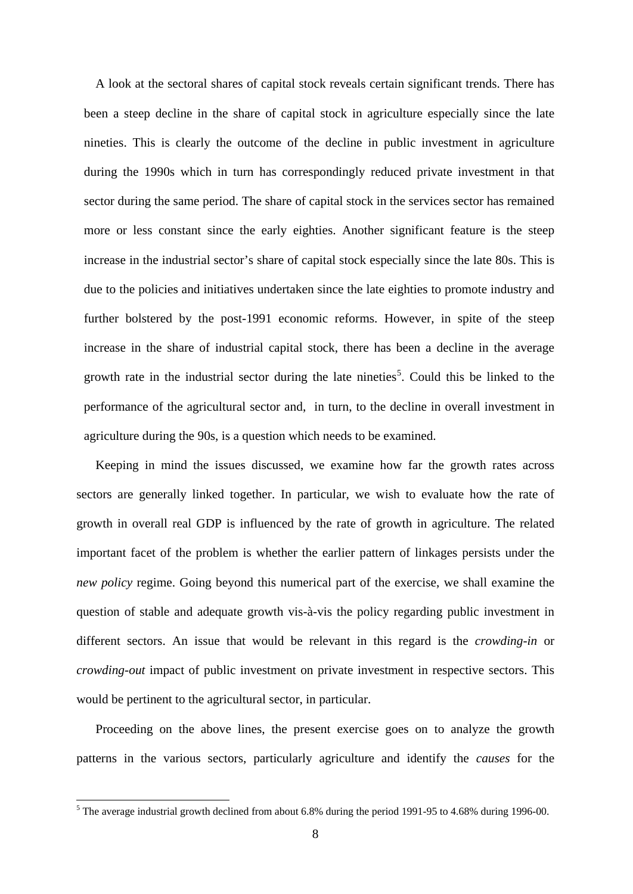A look at the sectoral shares of capital stock reveals certain significant trends. There has been a steep decline in the share of capital stock in agriculture especially since the late nineties. This is clearly the outcome of the decline in public investment in agriculture during the 1990s which in turn has correspondingly reduced private investment in that sector during the same period. The share of capital stock in the services sector has remained more or less constant since the early eighties. Another significant feature is the steep increase in the industrial sector's share of capital stock especially since the late 80s. This is due to the policies and initiatives undertaken since the late eighties to promote industry and further bolstered by the post-1991 economic reforms. However, in spite of the steep increase in the share of industrial capital stock, there has been a decline in the average growth rate in the industrial sector during the late nineties[5]. Could this be linked to the performance of the agricultural sector and, in turn, to the decline in overall investment in agriculture during the 90s, is a question which needs to be examined.

Keeping in mind the issues discussed, we examine how far the growth rates across sectors are generally linked together. In particular, we wish to evaluate how the rate of growth in overall real GDP is influenced by the rate of growth in agriculture. The related important facet of the problem is whether the earlier pattern of linkages persists under the *new policy* regime. Going beyond this numerical part of the exercise, we shall examine the question of stable and adequate growth vis-à-vis the policy regarding public investment in different sectors. An issue that would be relevant in this regard is the *crowding-in* or *crowding-out* impact of public investment on private investment in respective sectors. This would be pertinent to the agricultural sector, in particular.

Proceeding on the above lines, the present exercise goes on to analyze the growth patterns in the various sectors, particularly agriculture and identify the *causes* for the

[5] The average industrial growth declined from about 6.8% during the period 1991-95 to 4.68% during 1996-00.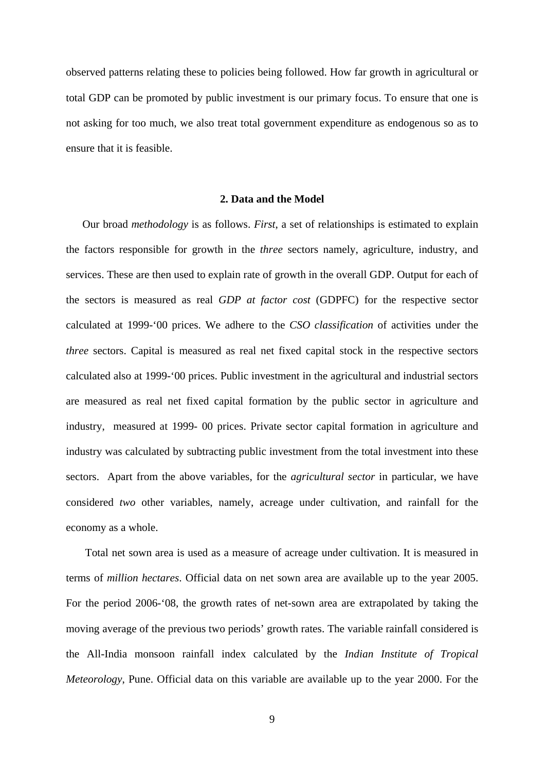observed patterns relating these to policies being followed. How far growth in agricultural or total GDP can be promoted by public investment is our primary focus. To ensure that one is not asking for too much, we also treat total government expenditure as endogenous so as to ensure that it is feasible.

## 2. Data and the Model

Our broad *methodology* is as follows. *First*, a set of relationships is estimated to explain the factors responsible for growth in the *three* sectors namely, agriculture, industry, and services. These are then used to explain rate of growth in the overall GDP. Output for each of the sectors is measured as real *GDP at factor cost* (GDPFC) for the respective sector calculated at 1999-'00 prices. We adhere to the *CSO classification* of activities under the *three* sectors. Capital is measured as real net fixed capital stock in the respective sectors calculated also at 1999-'00 prices. Public investment in the agricultural and industrial sectors are measured as real net fixed capital formation by the public sector in agriculture and industry, measured at 1999- 00 prices. Private sector capital formation in agriculture and industry was calculated by subtracting public investment from the total investment into these sectors. Apart from the above variables, for the *agricultural sector* in particular, we have considered *two* other variables, namely, acreage under cultivation, and rainfall for the economy as a whole.

Total net sown area is used as a measure of acreage under cultivation. It is measured in terms of *million hectares*. Official data on net sown area are available up to the year 2005. For the period 2006-'08, the growth rates of net-sown area are extrapolated by taking the moving average of the previous two periods' growth rates. The variable rainfall considered is the All-India monsoon rainfall index calculated by the *Indian Institute of Tropical Meteorology*, Pune. Official data on this variable are available up to the year 2000. For the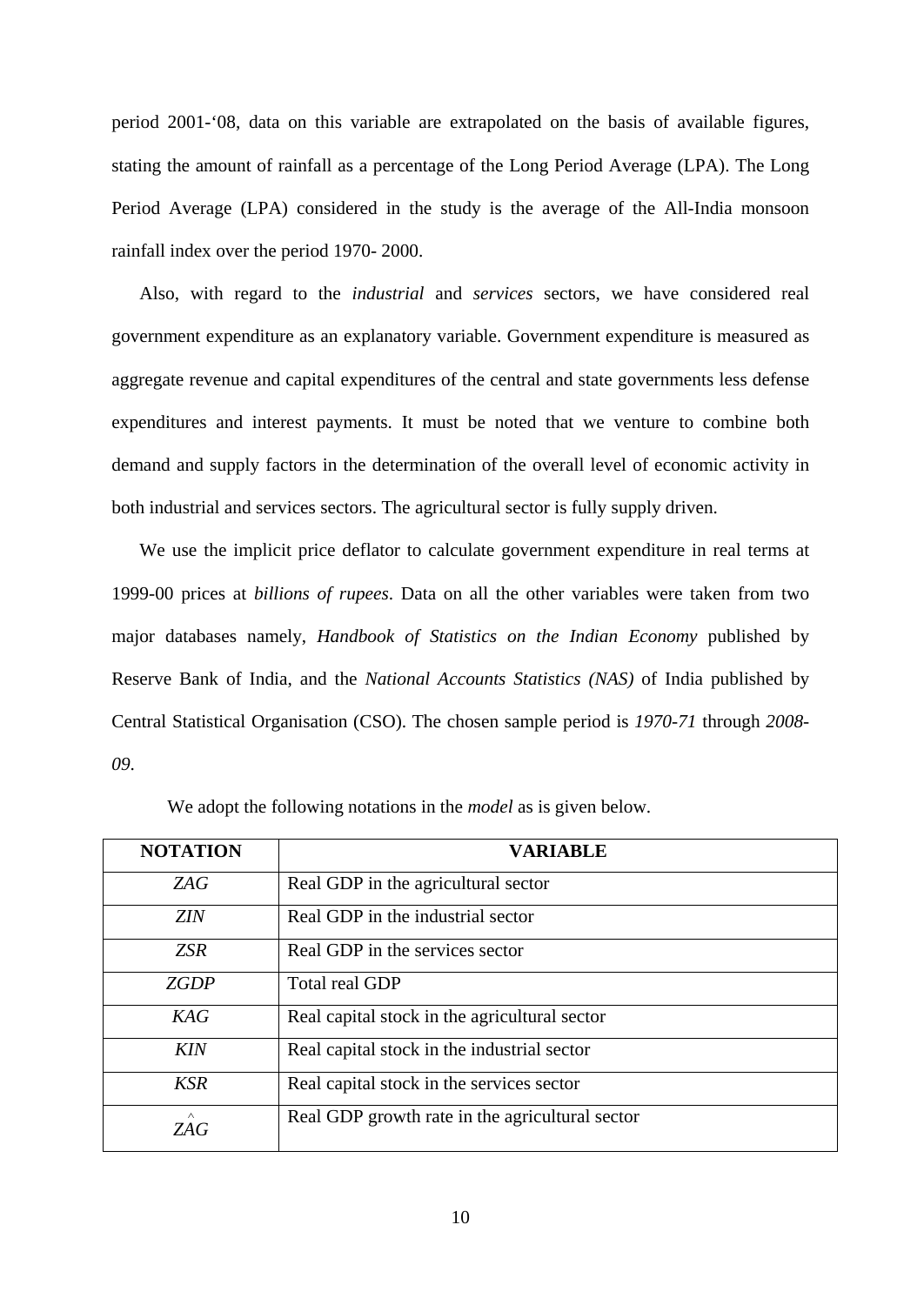period 2001-'08, data on this variable are extrapolated on the basis of available figures, stating the amount of rainfall as a percentage of the Long Period Average (LPA). The Long Period Average (LPA) considered in the study is the average of the All-India monsoon rainfall index over the period 1970- 2000.

Also, with regard to the *industrial* and *services* sectors, we have considered real government expenditure as an explanatory variable. Government expenditure is measured as aggregate revenue and capital expenditures of the central and state governments less defense expenditures and interest payments. It must be noted that we venture to combine both demand and supply factors in the determination of the overall level of economic activity in both industrial and services sectors. The agricultural sector is fully supply driven.

We use the implicit price deflator to calculate government expenditure in real terms at 1999-00 prices at *billions of rupees*. Data on all the other variables were taken from two major databases namely, *Handbook of Statistics on the Indian Economy* published by Reserve Bank of India, and the *National Accounts Statistics (NAS)* of India published by Central Statistical Organisation (CSO). The chosen sample period is *1970-71* through *2008-09*.

We adopt the following notations in the *model* as is given below.

| NOTATION | VARIABLE |
|---|---|
| $ZAG$ | Real GDP in the agricultural sector |
| $ZIN$ | Real GDP in the industrial sector |
| $ZSR$ | Real GDP in the services sector |
| $ZGDP$ | Total real GDP |
| $KAG$ | Real capital stock in the agricultural sector |
| $KIN$ | Real capital stock in the industrial sector |
| $KSR$ | Real capital stock in the services sector |
| $Z\hat{A}G$ | Real GDP growth rate in the agricultural sector |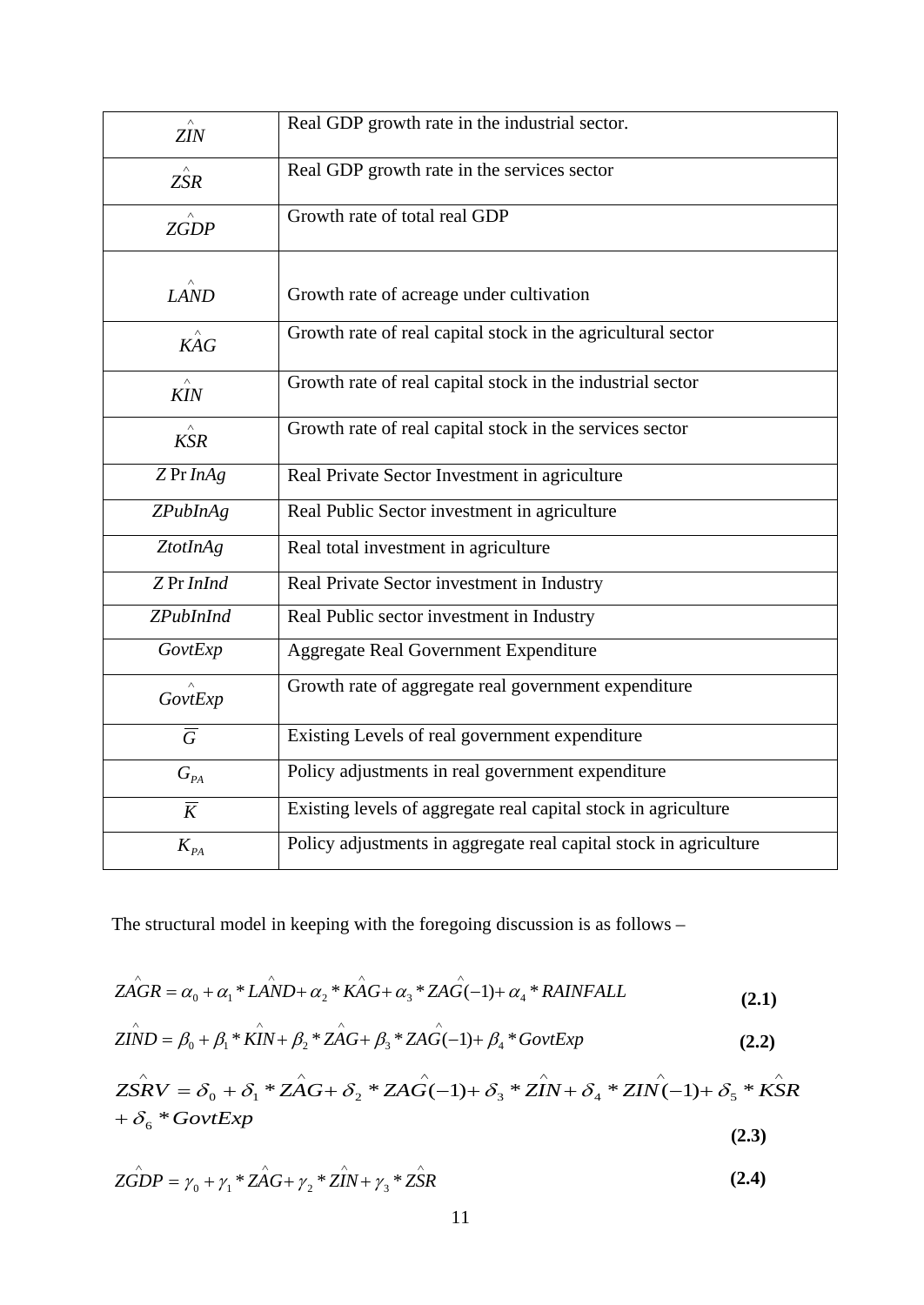| | |
|---|---|
| $\hat{ZIN}$ | Real GDP growth rate in the industrial sector. |
| $\hat{ZSR}$ | Real GDP growth rate in the services sector |
| $\hat{ZGDP}$ | Growth rate of total real GDP |
| $\hat{LAND}$ | Growth rate of acreage under cultivation |
| $\hat{KAG}$ | Growth rate of real capital stock in the agricultural sector |
| $\hat{KIN}$ | Growth rate of real capital stock in the industrial sector |
| $\hat{KSR}$ | Growth rate of real capital stock in the services sector |
| $Z\Pr InAg$ | Real Private Sector Investment in agriculture |
| $ZPubInAg$ | Real Public Sector investment in agriculture |
| $ZtotInAg$ | Real total investment in agriculture |
| $Z\Pr InInd$ | Real Private Sector investment in Industry |
| $ZPubInInd$ | Real Public sector investment in Industry |
| $GovtExp$ | Aggregate Real Government Expenditure |
| $\hat{GovtExp}$ | Growth rate of aggregate real government expenditure |
| $\overline{G}$ | Existing Levels of real government expenditure |
| $G_{PA}$ | Policy adjustments in real government expenditure |
| $\overline{K}$ | Existing levels of aggregate real capital stock in agriculture |
| $K_{PA}$ | Policy adjustments in aggregate real capital stock in agriculture |

The structural model in keeping with the foregoing discussion is as follows –

$$\hat{ZAGR} = \alpha_0 + \alpha_1 * \hat{LAND} + \alpha_2 * \hat{KAG} + \alpha_3 * \hat{ZAG}(-1) + \alpha_4 * RAINFALL \tag{2.1}$$

$$\hat{ZIND} = \beta_0 + \beta_1 * \hat{KIN} + \beta_2 * \hat{ZAG} + \beta_3 * \hat{ZAG}(-1) + \beta_4 * GovtExp \tag{2.2}$$

$$\hat{ZSRV} = \delta_0 + \delta_1 * \hat{ZAG} + \delta_2 * \hat{ZAG}(-1) + \delta_3 * \hat{ZIN} + \delta_4 * \hat{ZIN}(-1) + \delta_5 * \hat{KSR} + \delta_6 * GovtExp \tag{2.3}$$

$$\hat{ZGDP} = \gamma_0 + \gamma_1 * \hat{ZAG} + \gamma_2 * \hat{ZIN} + \gamma_3 * \hat{ZSR} \tag{2.4}$$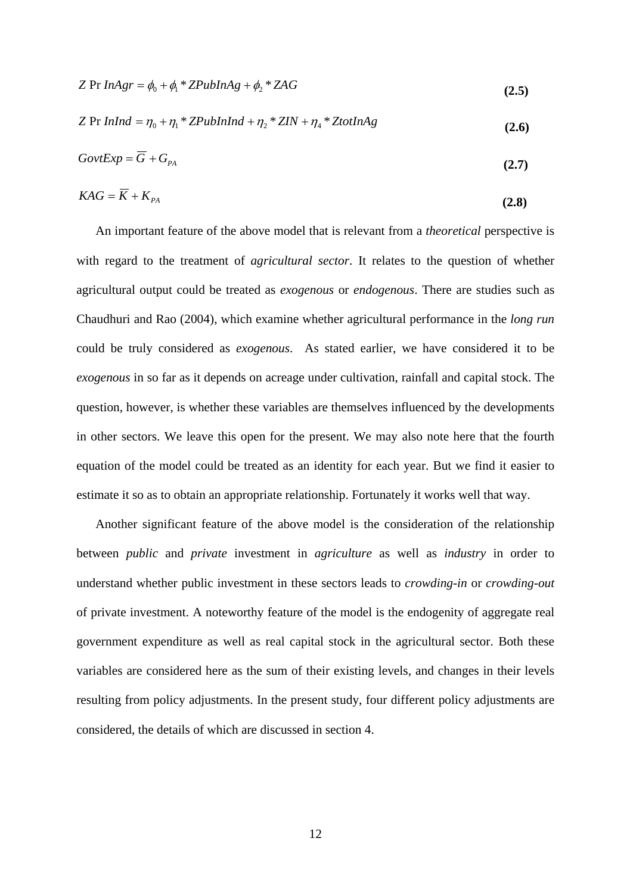$$Z\ \Pr InAgr = \phi_0 + \phi_1 * ZPubInAg + \phi_2 * ZAG \tag{2.5}$$

$$Z\ \Pr InInd = \eta_0 + \eta_1 * ZPubInInd + \eta_2 * ZIN + \eta_4 * ZtotInAg \tag{2.6}$$

$$GovtExp = \overline{G} + G_{PA} \tag{2.7}$$

$$KAG = \overline{K} + K_{PA} \tag{2.8}$$

An important feature of the above model that is relevant from a *theoretical* perspective is with regard to the treatment of *agricultural sector*. It relates to the question of whether agricultural output could be treated as *exogenous* or *endogenous*. There are studies such as Chaudhuri and Rao (2004), which examine whether agricultural performance in the *long run* could be truly considered as *exogenous*. As stated earlier, we have considered it to be *exogenous* in so far as it depends on acreage under cultivation, rainfall and capital stock. The question, however, is whether these variables are themselves influenced by the developments in other sectors. We leave this open for the present. We may also note here that the fourth equation of the model could be treated as an identity for each year. But we find it easier to estimate it so as to obtain an appropriate relationship. Fortunately it works well that way.

Another significant feature of the above model is the consideration of the relationship between *public* and *private* investment in *agriculture* as well as *industry* in order to understand whether public investment in these sectors leads to *crowding-in* or *crowding-out* of private investment. A noteworthy feature of the model is the endogenity of aggregate real government expenditure as well as real capital stock in the agricultural sector. Both these variables are considered here as the sum of their existing levels, and changes in their levels resulting from policy adjustments. In the present study, four different policy adjustments are considered, the details of which are discussed in section 4.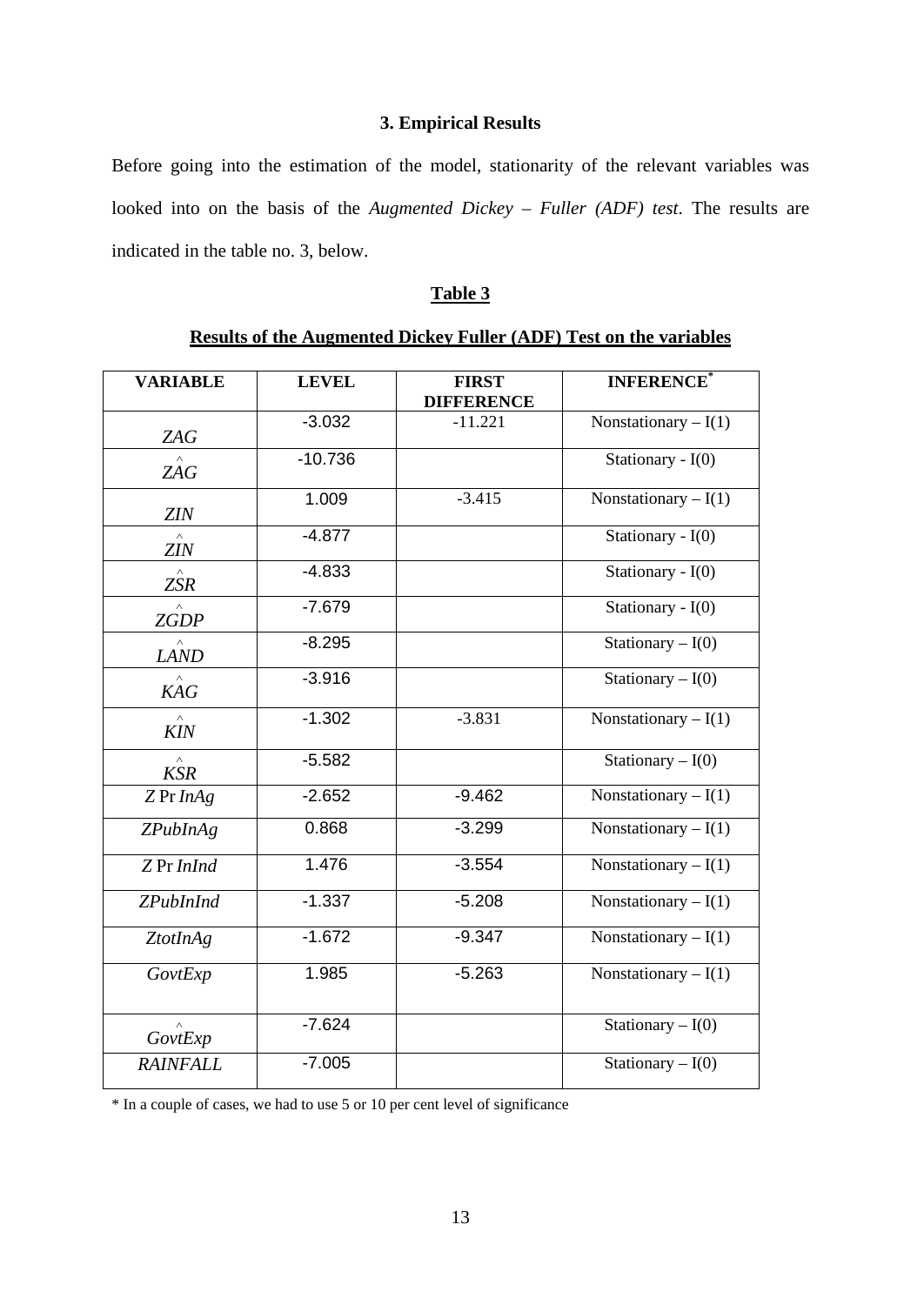### 3. Empirical Results

Before going into the estimation of the model, stationarity of the relevant variables was looked into on the basis of the *Augmented Dickey – Fuller (ADF) test*. The results are indicated in the table no. 3, below.

**Table 3**

**Results of the Augmented Dickey Fuller (ADF) Test on the variables**

| VARIABLE | LEVEL | FIRST DIFFERENCE | INFERENCE* |
|---|---|---|---|
| $ZAG$ | -3.032 | -11.221 | Nonstationary – I(1) |
| $\hat{ZAG}$ | -10.736 | | Stationary - I(0) |
| $ZIN$ | 1.009 | -3.415 | Nonstationary – I(1) |
| $\hat{ZIN}$ | -4.877 | | Stationary - I(0) |
| $\hat{ZSR}$ | -4.833 | | Stationary - I(0) |
| $\hat{ZGDP}$ | -7.679 | | Stationary - I(0) |
| $\hat{LAND}$ | -8.295 | | Stationary – I(0) |
| $\hat{KAG}$ | -3.916 | | Stationary – I(0) |
| $\hat{KIN}$ | -1.302 | -3.831 | Nonstationary – I(1) |
| $\hat{KSR}$ | -5.582 | | Stationary – I(0) |
| $Z\,\mathrm{Pr}\,InAg$ | -2.652 | -9.462 | Nonstationary – I(1) |
| $ZPubInAg$ | 0.868 | -3.299 | Nonstationary – I(1) |
| $Z\,\mathrm{Pr}\,InInd$ | 1.476 | -3.554 | Nonstationary – I(1) |
| $ZPubInInd$ | -1.337 | -5.208 | Nonstationary – I(1) |
| $ZtotInAg$ | -1.672 | -9.347 | Nonstationary – I(1) |
| $GovtExp$ | 1.985 | -5.263 | Nonstationary – I(1) |
| $\hat{GovtExp}$ | -7.624 | | Stationary – I(0) |
| $RAINFALL$ | -7.005 | | Stationary – I(0) |

\* In a couple of cases, we had to use 5 or 10 per cent level of significance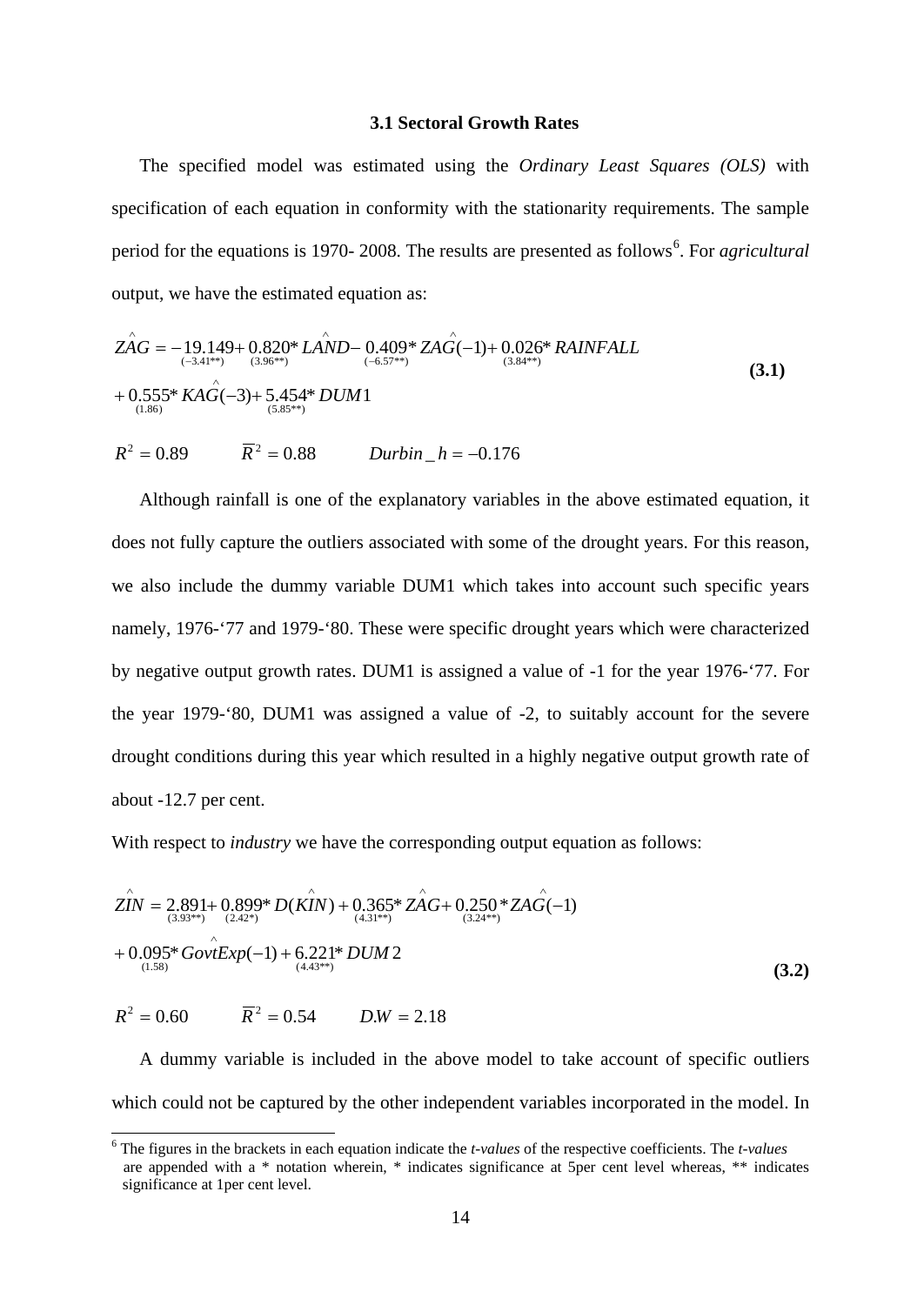### 3.1 Sectoral Growth Rates

The specified model was estimated using the *Ordinary Least Squares (OLS)* with specification of each equation in conformity with the stationarity requirements. The sample period for the equations is 1970- 2008. The results are presented as follows[6]. For *agricultural* output, we have the estimated equation as:

$$
\begin{aligned}
\hat{ZAG} &= \underset{(-3.41^{**})}{-19.149} + \underset{(3.96^{**})}{0.820} * \hat{LAND} - \underset{(-6.57^{**})}{0.409} * \hat{ZAG}(-1) + \underset{(3.84^{**})}{0.026} * RAINFALL \\
&+ \underset{(1.86)}{0.555} * \hat{KAG}(-3) + \underset{(5.85^{**})}{5.454} * DUM1
\end{aligned}
\qquad \textbf{(3.1)}
$$

$R^2 = 0.89 \qquad \overline{R}^2 = 0.88 \qquad Durbin\_h = -0.176$

Although rainfall is one of the explanatory variables in the above estimated equation, it does not fully capture the outliers associated with some of the drought years. For this reason, we also include the dummy variable DUM1 which takes into account such specific years namely, 1976-'77 and 1979-'80. These were specific drought years which were characterized by negative output growth rates. DUM1 is assigned a value of -1 for the year 1976-'77. For the year 1979-'80, DUM1 was assigned a value of -2, to suitably account for the severe drought conditions during this year which resulted in a highly negative output growth rate of about -12.7 per cent.

With respect to *industry* we have the corresponding output equation as follows:

$$
\begin{aligned}
\hat{ZIN} &= \underset{(3.93^{**})}{2.891} + \underset{(2.42^{*})}{0.899} * D(\hat{KIN}) + \underset{(4.31^{**})}{0.365} * \hat{ZAG} + \underset{(3.24^{**})}{0.250} * \hat{ZAG}(-1) \\
&+ \underset{(1.58)}{0.095} * \hat{GovtExp}(-1) + \underset{(4.43^{**})}{6.221} * DUM2
\end{aligned}
\qquad \textbf{(3.2)}
$$

$R^2 = 0.60 \qquad \overline{R}^2 = 0.54 \qquad D.W = 2.18$

A dummy variable is included in the above model to take account of specific outliers which could not be captured by the other independent variables incorporated in the model. In

---

[6] The figures in the brackets in each equation indicate the *t-values* of the respective coefficients. The *t-values* are appended with a * notation wherein, * indicates significance at 5per cent level whereas, ** indicates significance at 1per cent level.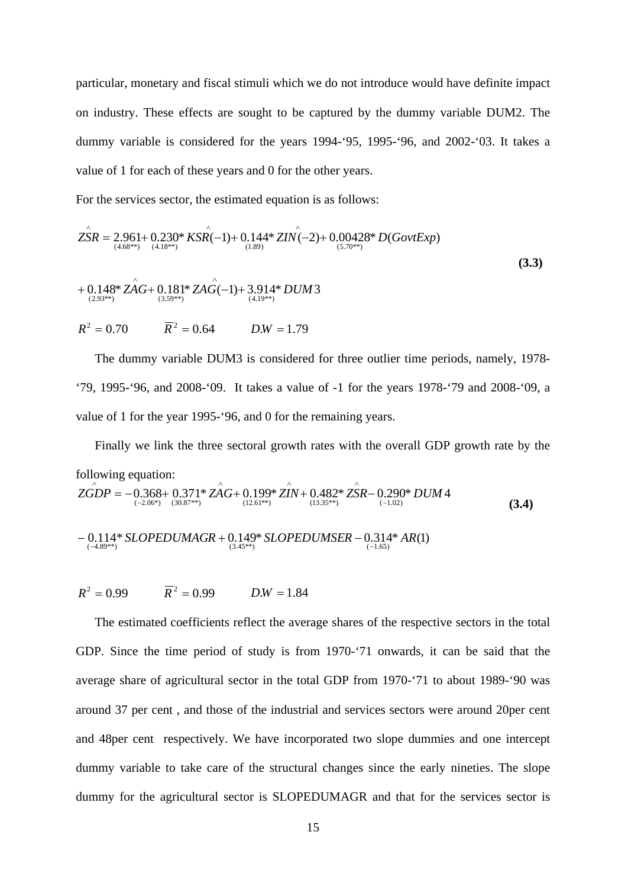particular, monetary and fiscal stimuli which we do not introduce would have definite impact on industry. These effects are sought to be captured by the dummy variable DUM2. The dummy variable is considered for the years 1994-'95, 1995-'96, and 2002-'03. It takes a value of 1 for each of these years and 0 for the other years.

For the services sector, the estimated equation is as follows:

$$\hat{ZSR} = \underset{(4.68^{**})}{2.961} + \underset{(4.18^{**})}{0.230} * \hat{KSR}(-1) + \underset{(1.89)}{0.144} * \hat{ZIN}(-2) + \underset{(5.70^{**})}{0.00428} * D(GovtExp)$$

$$+ \underset{(2.93^{**})}{0.148} * \hat{ZAG} + \underset{(3.59^{**})}{0.181} * \hat{ZAG}(-1) + \underset{(4.19^{**})}{3.914} * DUM3 \qquad \textbf{(3.3)}$$

$R^2 = 0.70 \qquad \overline{R}^2 = 0.64 \qquad D.W = 1.79$

The dummy variable DUM3 is considered for three outlier time periods, namely, 1978-'79, 1995-'96, and 2008-'09. It takes a value of -1 for the years 1978-'79 and 2008-'09, a value of 1 for the year 1995-'96, and 0 for the remaining years.

Finally we link the three sectoral growth rates with the overall GDP growth rate by the following equation:

$$\hat{ZGDP} = \underset{(-2.06^{*})}{-0.368} + \underset{(30.87^{**})}{0.371} * \hat{ZAG} + \underset{(12.61^{**})}{0.199} * \hat{ZIN} + \underset{(13.35^{**})}{0.482} * \hat{ZSR} - \underset{(-1.02)}{0.290} * DUM4 \qquad \textbf{(3.4)}$$

$$- \underset{(-4.89^{**})}{0.114} * SLOPEDUMAGR + \underset{(3.45^{**})}{0.149} * SLOPEDUMSER - \underset{(-1.65)}{0.314} * AR(1)$$

$R^2 = 0.99 \qquad \overline{R}^2 = 0.99 \qquad D.W = 1.84$

The estimated coefficients reflect the average shares of the respective sectors in the total GDP. Since the time period of study is from 1970-'71 onwards, it can be said that the average share of agricultural sector in the total GDP from 1970-'71 to about 1989-'90 was around 37 per cent , and those of the industrial and services sectors were around 20per cent and 48per cent respectively. We have incorporated two slope dummies and one intercept dummy variable to take care of the structural changes since the early nineties. The slope dummy for the agricultural sector is SLOPEDUMAGR and that for the services sector is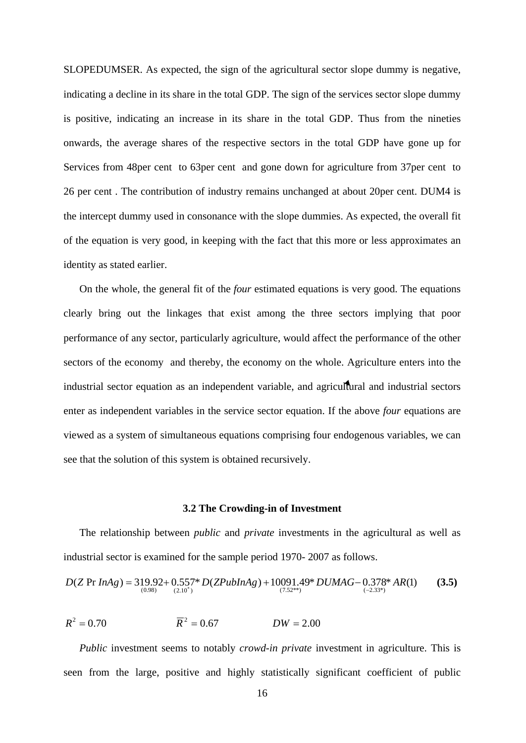SLOPEDUMSER. As expected, the sign of the agricultural sector slope dummy is negative, indicating a decline in its share in the total GDP. The sign of the services sector slope dummy is positive, indicating an increase in its share in the total GDP. Thus from the nineties onwards, the average shares of the respective sectors in the total GDP have gone up for Services from 48per cent to 63per cent and gone down for agriculture from 37per cent to 26 per cent . The contribution of industry remains unchanged at about 20per cent. DUM4 is the intercept dummy used in consonance with the slope dummies. As expected, the overall fit of the equation is very good, in keeping with the fact that this more or less approximates an identity as stated earlier.

On the whole, the general fit of the *four* estimated equations is very good. The equations clearly bring out the linkages that exist among the three sectors implying that poor performance of any sector, particularly agriculture, would affect the performance of the other sectors of the economy and thereby, the economy on the whole. Agriculture enters into the industrial sector equation as an independent variable, and agricultural and industrial sectors enter as independent variables in the service sector equation. If the above *four* equations are viewed as a system of simultaneous equations comprising four endogenous variables, we can see that the solution of this system is obtained recursively.

### 3.2 The Crowding-in of Investment

The relationship between *public* and *private* investments in the agricultural as well as industrial sector is examined for the sample period 1970- 2007 as follows.

$$D(Z\Pr InAg) = \underset{(0.98)}{319.92} + \underset{(2.10^{*})}{0.557}* D(ZPubInAg) + \underset{(7.52^{**})}{10091.49}* DUMAG - \underset{(-2.33^{*})}{0.378}* AR(1) \qquad \textbf{(3.5)}$$

$R^2 = 0.70$ $\qquad\qquad$ $\overline{R}^2 = 0.67$ $\qquad\qquad$ $DW = 2.00$

*Public* investment seems to notably *crowd-in private* investment in agriculture. This is seen from the large, positive and highly statistically significant coefficient of public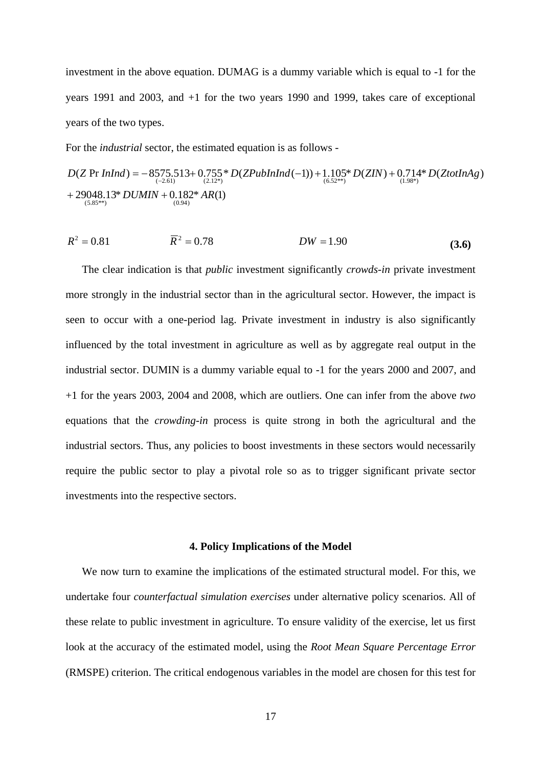investment in the above equation. DUMAG is a dummy variable which is equal to -1 for the years 1991 and 2003, and +1 for the two years 1990 and 1999, takes care of exceptional years of the two types.

For the *industrial* sector, the estimated equation is as follows -

$$D(Z\,\Pr InInd) = \underset{(-2.61)}{-8575.513} + \underset{(2.12^{*})}{0.755} * D(ZPubInInd(-1)) + \underset{(6.52^{**})}{1.105} * D(ZIN) + \underset{(1.98^{*})}{0.714} * D(ZtotInAg)$$
$$+ \underset{(5.85^{**})}{29048.13} * DUMIN + \underset{(0.94)}{0.182} * AR(1)$$

$$R^2 = 0.81 \qquad \bar{R}^2 = 0.78 \qquad DW = 1.90 \qquad \textbf{(3.6)}$$

The clear indication is that *public* investment significantly *crowds-in* private investment more strongly in the industrial sector than in the agricultural sector. However, the impact is seen to occur with a one-period lag. Private investment in industry is also significantly influenced by the total investment in agriculture as well as by aggregate real output in the industrial sector. DUMIN is a dummy variable equal to -1 for the years 2000 and 2007, and +1 for the years 2003, 2004 and 2008, which are outliers. One can infer from the above *two* equations that the *crowding-in* process is quite strong in both the agricultural and the industrial sectors. Thus, any policies to boost investments in these sectors would necessarily require the public sector to play a pivotal role so as to trigger significant private sector investments into the respective sectors.

## 4. Policy Implications of the Model

We now turn to examine the implications of the estimated structural model. For this, we undertake four *counterfactual simulation exercises* under alternative policy scenarios. All of these relate to public investment in agriculture. To ensure validity of the exercise, let us first look at the accuracy of the estimated model, using the *Root Mean Square Percentage Error* (RMSPE) criterion. The critical endogenous variables in the model are chosen for this test for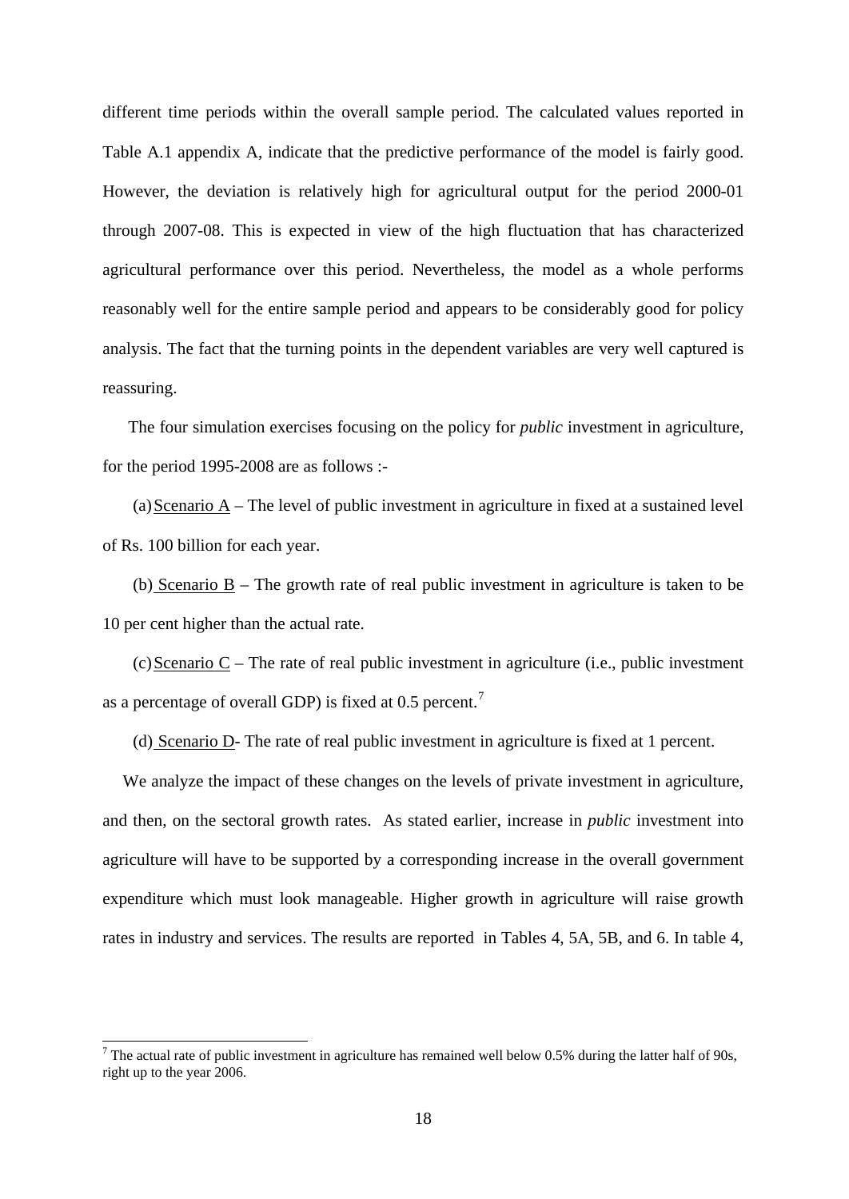different time periods within the overall sample period. The calculated values reported in Table A.1 appendix A, indicate that the predictive performance of the model is fairly good. However, the deviation is relatively high for agricultural output for the period 2000-01 through 2007-08. This is expected in view of the high fluctuation that has characterized agricultural performance over this period. Nevertheless, the model as a whole performs reasonably well for the entire sample period and appears to be considerably good for policy analysis. The fact that the turning points in the dependent variables are very well captured is reassuring.

The four simulation exercises focusing on the policy for *public* investment in agriculture, for the period 1995-2008 are as follows :-

(a) Scenario A – The level of public investment in agriculture in fixed at a sustained level of Rs. 100 billion for each year.

(b) Scenario B – The growth rate of real public investment in agriculture is taken to be 10 per cent higher than the actual rate.

(c) Scenario C – The rate of real public investment in agriculture (i.e., public investment as a percentage of overall GDP) is fixed at 0.5 percent.[7]

(d) Scenario D- The rate of real public investment in agriculture is fixed at 1 percent.

We analyze the impact of these changes on the levels of private investment in agriculture, and then, on the sectoral growth rates. As stated earlier, increase in *public* investment into agriculture will have to be supported by a corresponding increase in the overall government expenditure which must look manageable. Higher growth in agriculture will raise growth rates in industry and services. The results are reported in Tables 4, 5A, 5B, and 6. In table 4,

---

[7] The actual rate of public investment in agriculture has remained well below 0.5% during the latter half of 90s, right up to the year 2006.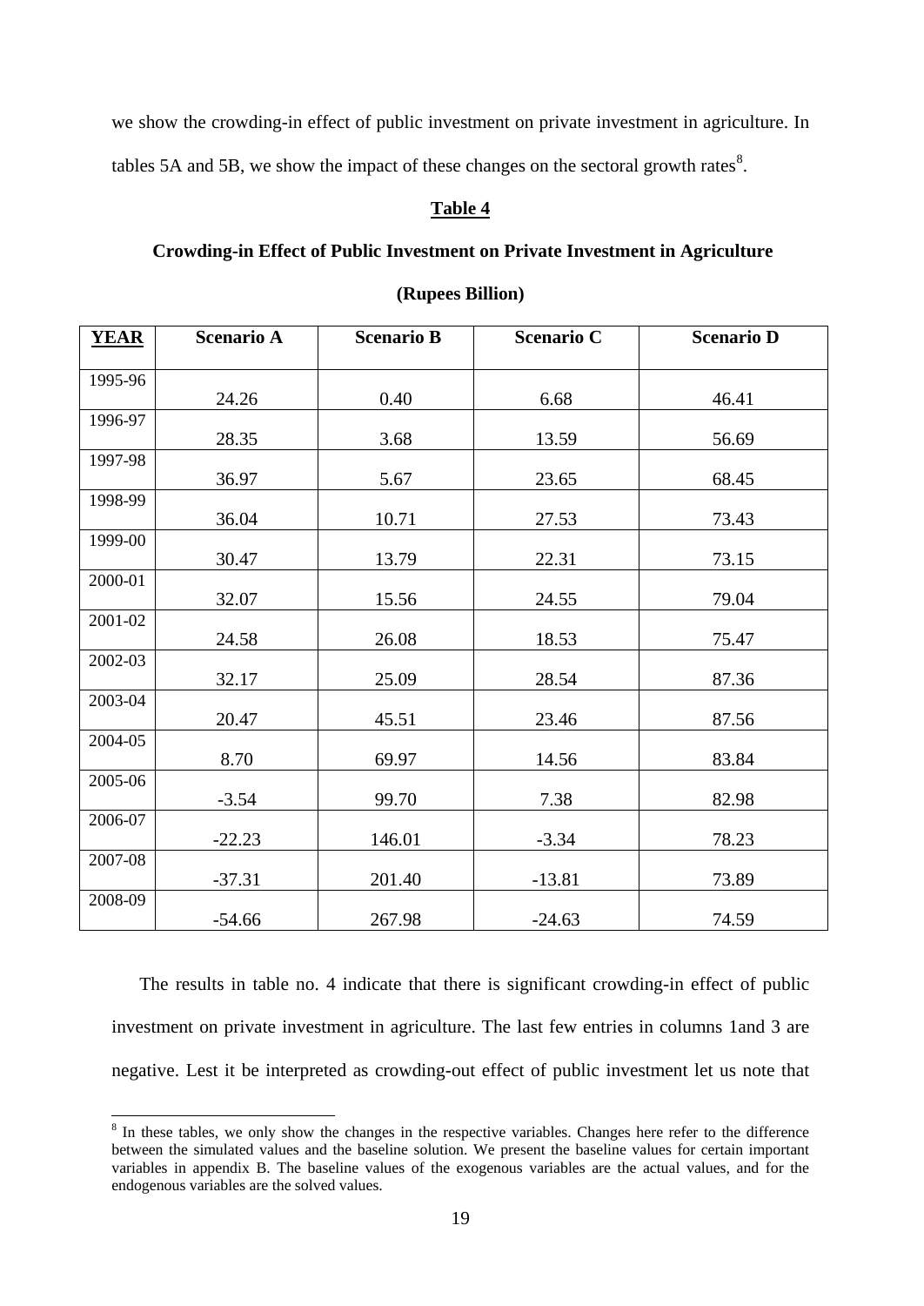we show the crowding-in effect of public investment on private investment in agriculture. In tables 5A and 5B, we show the impact of these changes on the sectoral growth rates[8].

**Table 4**

**Crowding-in Effect of Public Investment on Private Investment in Agriculture**

**(Rupees Billion)**

| YEAR | Scenario A | Scenario B | Scenario C | Scenario D |
|---|---|---|---|---|
| 1995-96 | 24.26 | 0.40 | 6.68 | 46.41 |
| 1996-97 | 28.35 | 3.68 | 13.59 | 56.69 |
| 1997-98 | 36.97 | 5.67 | 23.65 | 68.45 |
| 1998-99 | 36.04 | 10.71 | 27.53 | 73.43 |
| 1999-00 | 30.47 | 13.79 | 22.31 | 73.15 |
| 2000-01 | 32.07 | 15.56 | 24.55 | 79.04 |
| 2001-02 | 24.58 | 26.08 | 18.53 | 75.47 |
| 2002-03 | 32.17 | 25.09 | 28.54 | 87.36 |
| 2003-04 | 20.47 | 45.51 | 23.46 | 87.56 |
| 2004-05 | 8.70 | 69.97 | 14.56 | 83.84 |
| 2005-06 | -3.54 | 99.70 | 7.38 | 82.98 |
| 2006-07 | -22.23 | 146.01 | -3.34 | 78.23 |
| 2007-08 | -37.31 | 201.40 | -13.81 | 73.89 |
| 2008-09 | -54.66 | 267.98 | -24.63 | 74.59 |

The results in table no. 4 indicate that there is significant crowding-in effect of public investment on private investment in agriculture. The last few entries in columns 1and 3 are negative. Lest it be interpreted as crowding-out effect of public investment let us note that

[8] In these tables, we only show the changes in the respective variables. Changes here refer to the difference between the simulated values and the baseline solution. We present the baseline values for certain important variables in appendix B. The baseline values of the exogenous variables are the actual values, and for the endogenous variables are the solved values.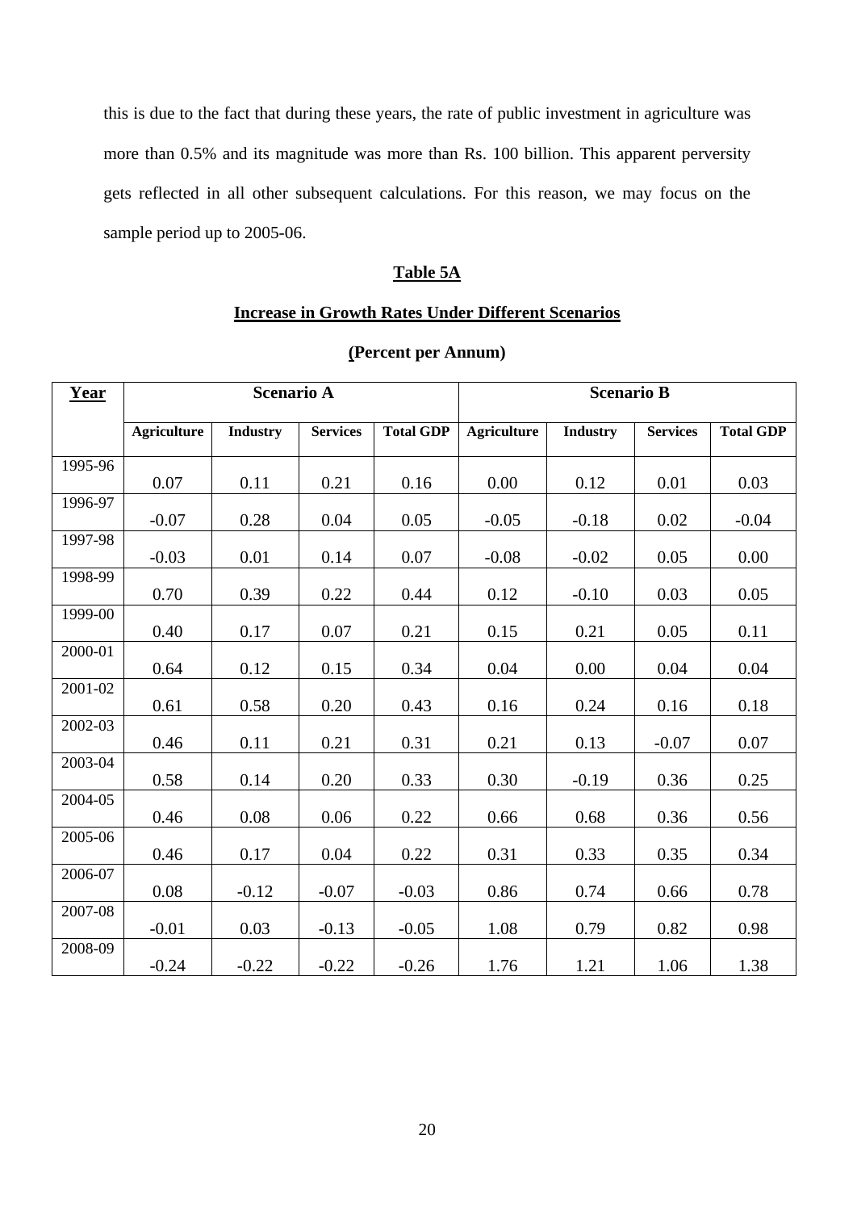this is due to the fact that during these years, the rate of public investment in agriculture was more than 0.5% and its magnitude was more than Rs. 100 billion. This apparent perversity gets reflected in all other subsequent calculations. For this reason, we may focus on the sample period up to 2005-06.

**Table 5A**

**Increase in Growth Rates Under Different Scenarios**

**(Percent per Annum)**

| Year | Scenario A | | | | Scenario B | | | |
|---|---|---|---|---|---|---|---|---|
| | Agriculture | Industry | Services | Total GDP | Agriculture | Industry | Services | Total GDP |
| 1995-96 | 0.07 | 0.11 | 0.21 | 0.16 | 0.00 | 0.12 | 0.01 | 0.03 |
| 1996-97 | -0.07 | 0.28 | 0.04 | 0.05 | -0.05 | -0.18 | 0.02 | -0.04 |
| 1997-98 | -0.03 | 0.01 | 0.14 | 0.07 | -0.08 | -0.02 | 0.05 | 0.00 |
| 1998-99 | 0.70 | 0.39 | 0.22 | 0.44 | 0.12 | -0.10 | 0.03 | 0.05 |
| 1999-00 | 0.40 | 0.17 | 0.07 | 0.21 | 0.15 | 0.21 | 0.05 | 0.11 |
| 2000-01 | 0.64 | 0.12 | 0.15 | 0.34 | 0.04 | 0.00 | 0.04 | 0.04 |
| 2001-02 | 0.61 | 0.58 | 0.20 | 0.43 | 0.16 | 0.24 | 0.16 | 0.18 |
| 2002-03 | 0.46 | 0.11 | 0.21 | 0.31 | 0.21 | 0.13 | -0.07 | 0.07 |
| 2003-04 | 0.58 | 0.14 | 0.20 | 0.33 | 0.30 | -0.19 | 0.36 | 0.25 |
| 2004-05 | 0.46 | 0.08 | 0.06 | 0.22 | 0.66 | 0.68 | 0.36 | 0.56 |
| 2005-06 | 0.46 | 0.17 | 0.04 | 0.22 | 0.31 | 0.33 | 0.35 | 0.34 |
| 2006-07 | 0.08 | -0.12 | -0.07 | -0.03 | 0.86 | 0.74 | 0.66 | 0.78 |
| 2007-08 | -0.01 | 0.03 | -0.13 | -0.05 | 1.08 | 0.79 | 0.82 | 0.98 |
| 2008-09 | -0.24 | -0.22 | -0.22 | -0.26 | 1.76 | 1.21 | 1.06 | 1.38 |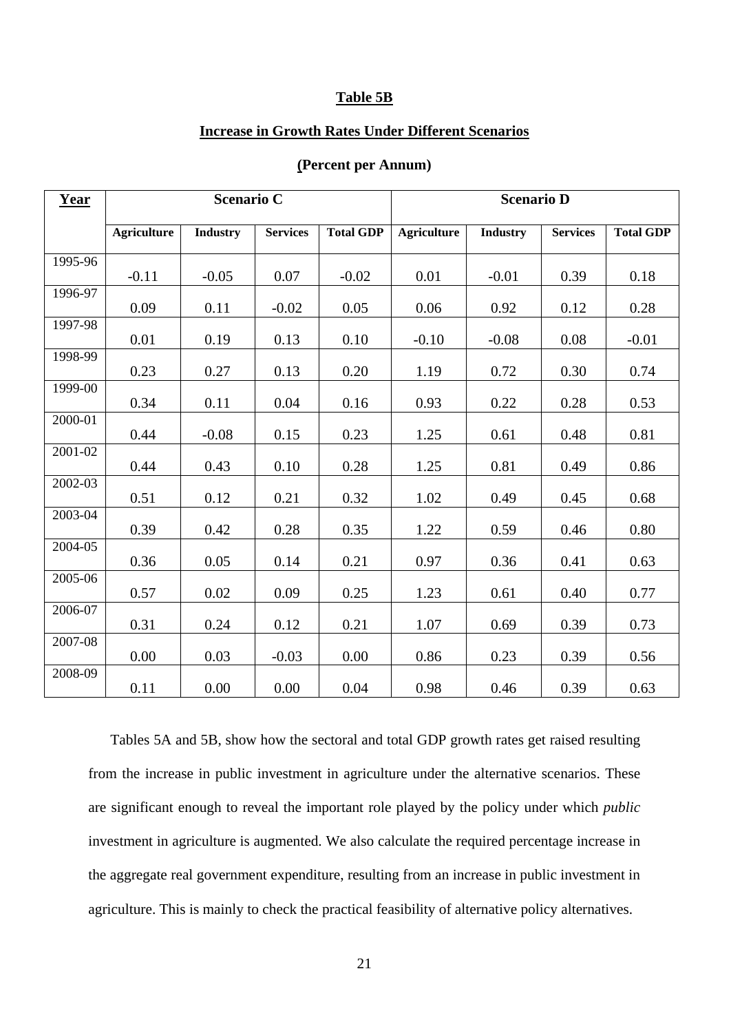**Table 5B**

**Increase in Growth Rates Under Different Scenarios**

**(Percent per Annum)**

| Year | Scenario C | | | | Scenario D | | | |
|---|---|---|---|---|---|---|---|---|
| | Agriculture | Industry | Services | Total GDP | Agriculture | Industry | Services | Total GDP |
| 1995-96 | -0.11 | -0.05 | 0.07 | -0.02 | 0.01 | -0.01 | 0.39 | 0.18 |
| 1996-97 | 0.09 | 0.11 | -0.02 | 0.05 | 0.06 | 0.92 | 0.12 | 0.28 |
| 1997-98 | 0.01 | 0.19 | 0.13 | 0.10 | -0.10 | -0.08 | 0.08 | -0.01 |
| 1998-99 | 0.23 | 0.27 | 0.13 | 0.20 | 1.19 | 0.72 | 0.30 | 0.74 |
| 1999-00 | 0.34 | 0.11 | 0.04 | 0.16 | 0.93 | 0.22 | 0.28 | 0.53 |
| 2000-01 | 0.44 | -0.08 | 0.15 | 0.23 | 1.25 | 0.61 | 0.48 | 0.81 |
| 2001-02 | 0.44 | 0.43 | 0.10 | 0.28 | 1.25 | 0.81 | 0.49 | 0.86 |
| 2002-03 | 0.51 | 0.12 | 0.21 | 0.32 | 1.02 | 0.49 | 0.45 | 0.68 |
| 2003-04 | 0.39 | 0.42 | 0.28 | 0.35 | 1.22 | 0.59 | 0.46 | 0.80 |
| 2004-05 | 0.36 | 0.05 | 0.14 | 0.21 | 0.97 | 0.36 | 0.41 | 0.63 |
| 2005-06 | 0.57 | 0.02 | 0.09 | 0.25 | 1.23 | 0.61 | 0.40 | 0.77 |
| 2006-07 | 0.31 | 0.24 | 0.12 | 0.21 | 1.07 | 0.69 | 0.39 | 0.73 |
| 2007-08 | 0.00 | 0.03 | -0.03 | 0.00 | 0.86 | 0.23 | 0.39 | 0.56 |
| 2008-09 | 0.11 | 0.00 | 0.00 | 0.04 | 0.98 | 0.46 | 0.39 | 0.63 |

Tables 5A and 5B, show how the sectoral and total GDP growth rates get raised resulting from the increase in public investment in agriculture under the alternative scenarios. These are significant enough to reveal the important role played by the policy under which *public* investment in agriculture is augmented. We also calculate the required percentage increase in the aggregate real government expenditure, resulting from an increase in public investment in agriculture. This is mainly to check the practical feasibility of alternative policy alternatives.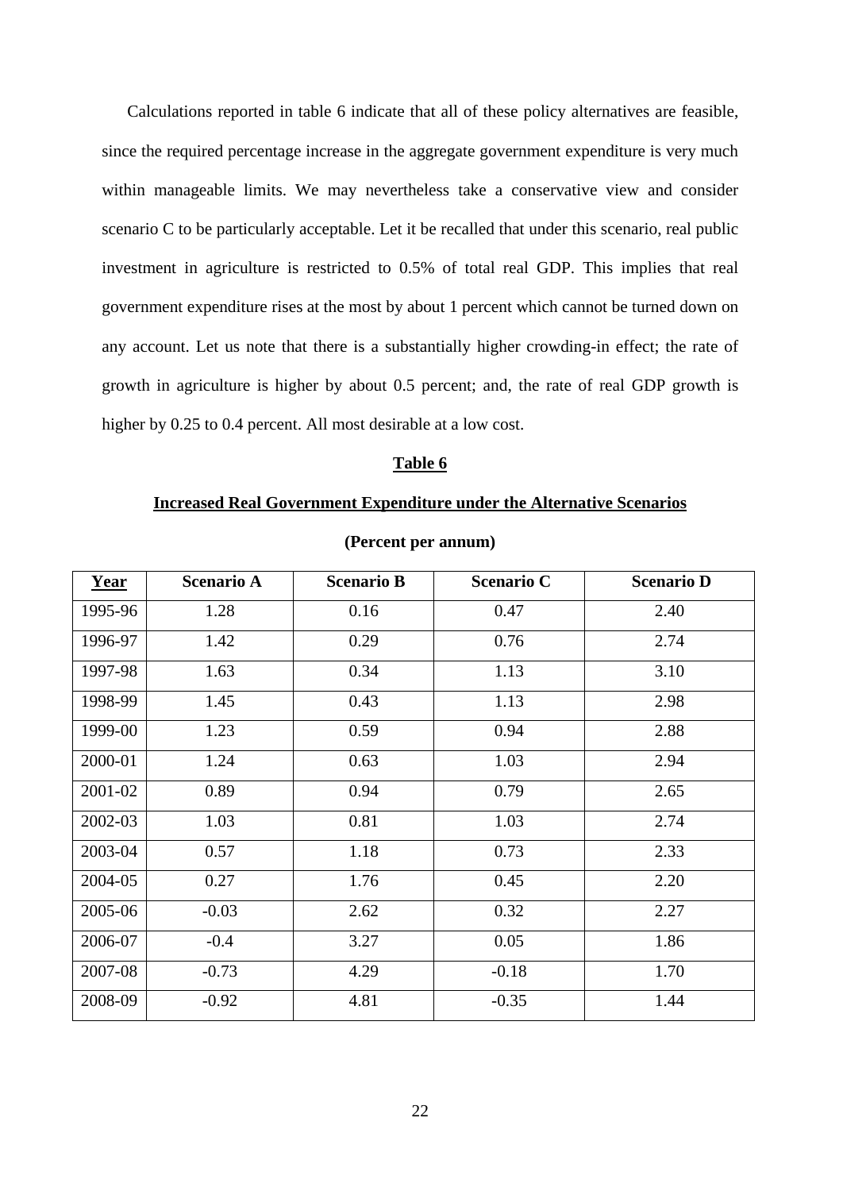Calculations reported in table 6 indicate that all of these policy alternatives are feasible, since the required percentage increase in the aggregate government expenditure is very much within manageable limits. We may nevertheless take a conservative view and consider scenario C to be particularly acceptable. Let it be recalled that under this scenario, real public investment in agriculture is restricted to 0.5% of total real GDP. This implies that real government expenditure rises at the most by about 1 percent which cannot be turned down on any account. Let us note that there is a substantially higher crowding-in effect; the rate of growth in agriculture is higher by about 0.5 percent; and, the rate of real GDP growth is higher by 0.25 to 0.4 percent. All most desirable at a low cost.

**Table 6**

**Increased Real Government Expenditure under the Alternative Scenarios**

**(Percent per annum)**

| Year | Scenario A | Scenario B | Scenario C | Scenario D |
|---|---|---|---|---|
| 1995-96 | 1.28 | 0.16 | 0.47 | 2.40 |
| 1996-97 | 1.42 | 0.29 | 0.76 | 2.74 |
| 1997-98 | 1.63 | 0.34 | 1.13 | 3.10 |
| 1998-99 | 1.45 | 0.43 | 1.13 | 2.98 |
| 1999-00 | 1.23 | 0.59 | 0.94 | 2.88 |
| 2000-01 | 1.24 | 0.63 | 1.03 | 2.94 |
| 2001-02 | 0.89 | 0.94 | 0.79 | 2.65 |
| 2002-03 | 1.03 | 0.81 | 1.03 | 2.74 |
| 2003-04 | 0.57 | 1.18 | 0.73 | 2.33 |
| 2004-05 | 0.27 | 1.76 | 0.45 | 2.20 |
| 2005-06 | -0.03 | 2.62 | 0.32 | 2.27 |
| 2006-07 | -0.4 | 3.27 | 0.05 | 1.86 |
| 2007-08 | -0.73 | 4.29 | -0.18 | 1.70 |
| 2008-09 | -0.92 | 4.81 | -0.35 | 1.44 |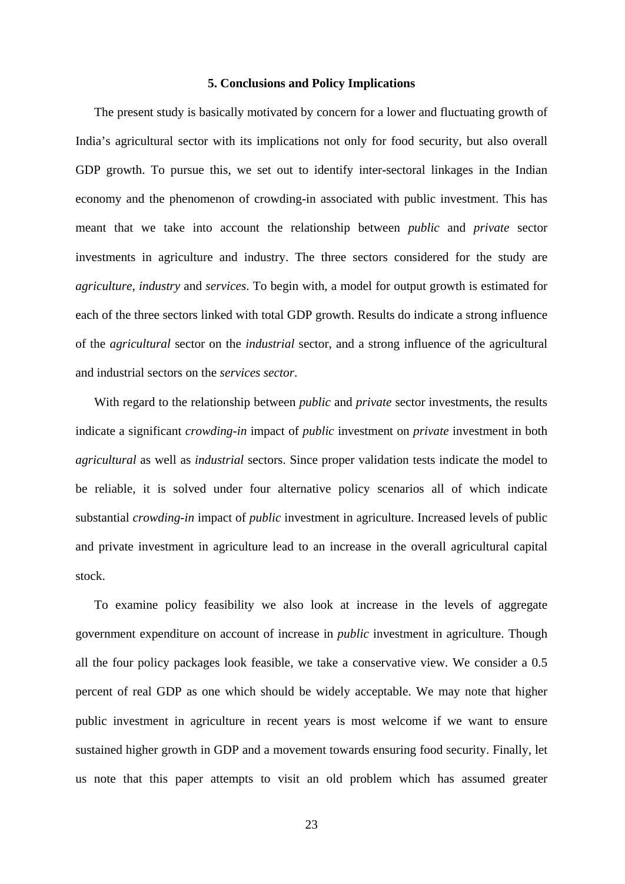### 5. Conclusions and Policy Implications

The present study is basically motivated by concern for a lower and fluctuating growth of India's agricultural sector with its implications not only for food security, but also overall GDP growth. To pursue this, we set out to identify inter-sectoral linkages in the Indian economy and the phenomenon of crowding-in associated with public investment. This has meant that we take into account the relationship between *public* and *private* sector investments in agriculture and industry. The three sectors considered for the study are *agriculture*, *industry* and *services*. To begin with, a model for output growth is estimated for each of the three sectors linked with total GDP growth. Results do indicate a strong influence of the *agricultural* sector on the *industrial* sector, and a strong influence of the agricultural and industrial sectors on the *services sector*.

With regard to the relationship between *public* and *private* sector investments, the results indicate a significant *crowding-in* impact of *public* investment on *private* investment in both *agricultural* as well as *industrial* sectors. Since proper validation tests indicate the model to be reliable, it is solved under four alternative policy scenarios all of which indicate substantial *crowding-in* impact of *public* investment in agriculture. Increased levels of public and private investment in agriculture lead to an increase in the overall agricultural capital stock.

To examine policy feasibility we also look at increase in the levels of aggregate government expenditure on account of increase in *public* investment in agriculture. Though all the four policy packages look feasible, we take a conservative view. We consider a 0.5 percent of real GDP as one which should be widely acceptable. We may note that higher public investment in agriculture in recent years is most welcome if we want to ensure sustained higher growth in GDP and a movement towards ensuring food security. Finally, let us note that this paper attempts to visit an old problem which has assumed greater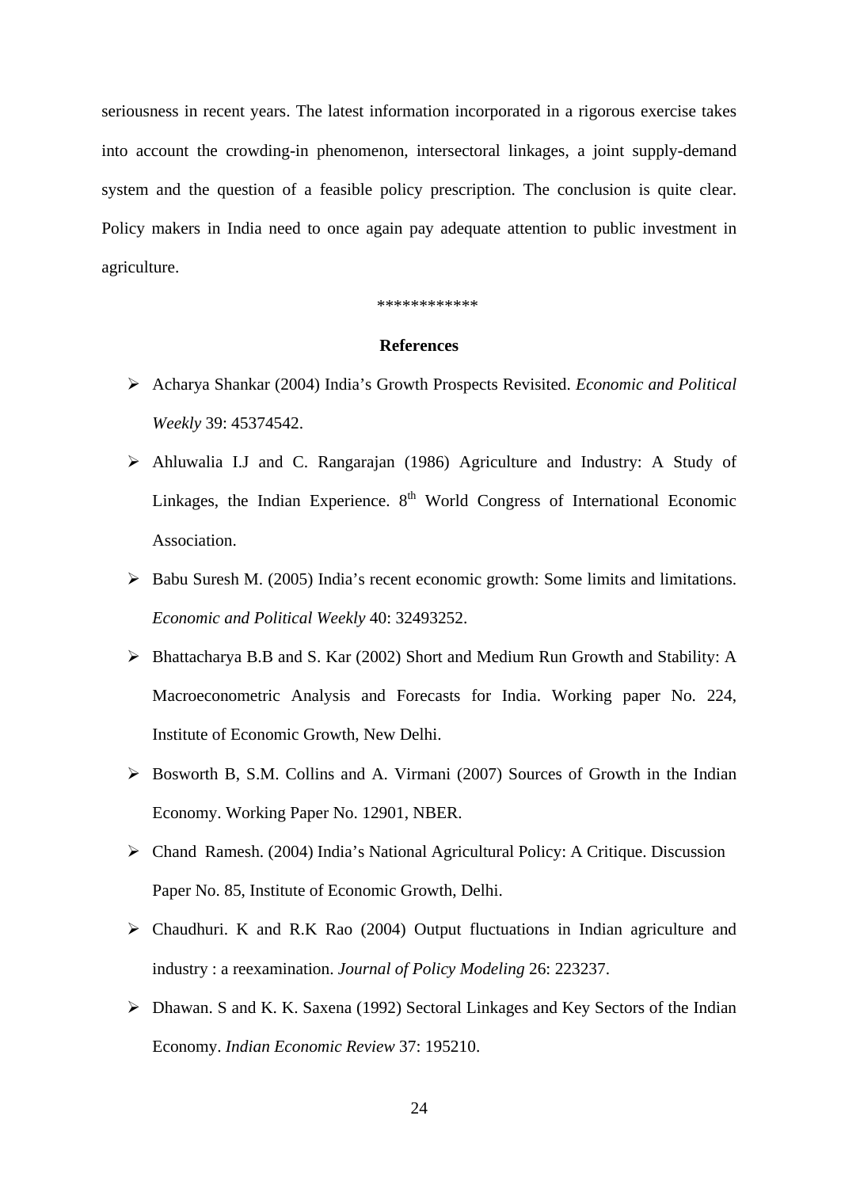seriousness in recent years. The latest information incorporated in a rigorous exercise takes into account the crowding-in phenomenon, intersectoral linkages, a joint supply-demand system and the question of a feasible policy prescription. The conclusion is quite clear. Policy makers in India need to once again pay adequate attention to public investment in agriculture.

************

**References**

- Acharya Shankar (2004) India's Growth Prospects Revisited. *Economic and Political Weekly* 39: 45374542.
- Ahluwalia I.J and C. Rangarajan (1986) Agriculture and Industry: A Study of Linkages, the Indian Experience. 8th World Congress of International Economic Association.
- Babu Suresh M. (2005) India's recent economic growth: Some limits and limitations. *Economic and Political Weekly* 40: 32493252.
- Bhattacharya B.B and S. Kar (2002) Short and Medium Run Growth and Stability: A Macroeconometric Analysis and Forecasts for India. Working paper No. 224, Institute of Economic Growth, New Delhi.
- Bosworth B, S.M. Collins and A. Virmani (2007) Sources of Growth in the Indian Economy. Working Paper No. 12901, NBER.
- Chand Ramesh. (2004) India's National Agricultural Policy: A Critique. Discussion Paper No. 85, Institute of Economic Growth, Delhi.
- Chaudhuri. K and R.K Rao (2004) Output fluctuations in Indian agriculture and industry : a reexamination. *Journal of Policy Modeling* 26: 223237.
- Dhawan. S and K. K. Saxena (1992) Sectoral Linkages and Key Sectors of the Indian Economy. *Indian Economic Review* 37: 195210.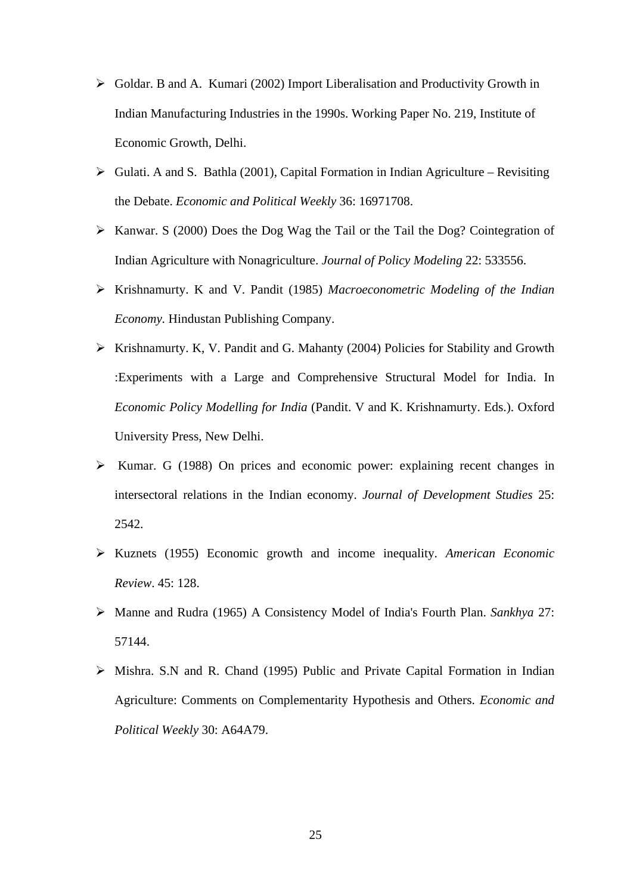- Goldar. B and A. Kumari (2002) Import Liberalisation and Productivity Growth in Indian Manufacturing Industries in the 1990s. Working Paper No. 219, Institute of Economic Growth, Delhi.
- Gulati. A and S. Bathla (2001), Capital Formation in Indian Agriculture – Revisiting the Debate. *Economic and Political Weekly* 36: 16971708.
- Kanwar. S (2000) Does the Dog Wag the Tail or the Tail the Dog? Cointegration of Indian Agriculture with Nonagriculture. *Journal of Policy Modeling* 22: 533556.
- Krishnamurty. K and V. Pandit (1985) *Macroeconometric Modeling of the Indian Economy*. Hindustan Publishing Company.
- Krishnamurty. K, V. Pandit and G. Mahanty (2004) Policies for Stability and Growth :Experiments with a Large and Comprehensive Structural Model for India. In *Economic Policy Modelling for India* (Pandit. V and K. Krishnamurty. Eds.). Oxford University Press, New Delhi.
- Kumar. G (1988) On prices and economic power: explaining recent changes in intersectoral relations in the Indian economy. *Journal of Development Studies* 25: 2542.
- Kuznets (1955) Economic growth and income inequality. *American Economic Review*. 45: 128.
- Manne and Rudra (1965) A Consistency Model of India's Fourth Plan. *Sankhya* 27: 57144.
- Mishra. S.N and R. Chand (1995) Public and Private Capital Formation in Indian Agriculture: Comments on Complementarity Hypothesis and Others. *Economic and Political Weekly* 30: A64A79.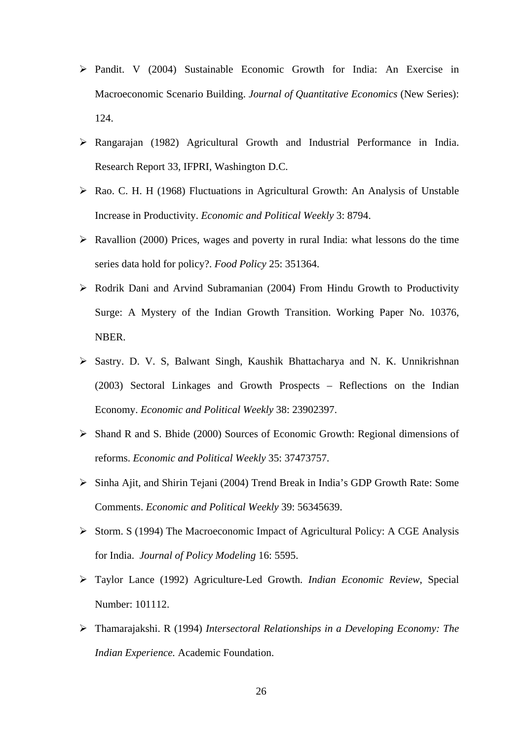- Pandit. V (2004) Sustainable Economic Growth for India: An Exercise in Macroeconomic Scenario Building. *Journal of Quantitative Economics* (New Series): 124.
- Rangarajan (1982) Agricultural Growth and Industrial Performance in India. Research Report 33, IFPRI, Washington D.C.
- Rao. C. H. H (1968) Fluctuations in Agricultural Growth: An Analysis of Unstable Increase in Productivity. *Economic and Political Weekly* 3: 8794.
- Ravallion (2000) Prices, wages and poverty in rural India: what lessons do the time series data hold for policy?. *Food Policy* 25: 351364.
- Rodrik Dani and Arvind Subramanian (2004) From Hindu Growth to Productivity Surge: A Mystery of the Indian Growth Transition. Working Paper No. 10376, NBER.
- Sastry. D. V. S, Balwant Singh, Kaushik Bhattacharya and N. K. Unnikrishnan (2003) Sectoral Linkages and Growth Prospects – Reflections on the Indian Economy. *Economic and Political Weekly* 38: 23902397.
- Shand R and S. Bhide (2000) Sources of Economic Growth: Regional dimensions of reforms. *Economic and Political Weekly* 35: 37473757.
- Sinha Ajit, and Shirin Tejani (2004) Trend Break in India's GDP Growth Rate: Some Comments. *Economic and Political Weekly* 39: 56345639.
- Storm. S (1994) The Macroeconomic Impact of Agricultural Policy: A CGE Analysis for India. *Journal of Policy Modeling* 16: 5595.
- Taylor Lance (1992) Agriculture-Led Growth. *Indian Economic Review*, Special Number: 101112.
- Thamarajakshi. R (1994) *Intersectoral Relationships in a Developing Economy: The Indian Experience.* Academic Foundation.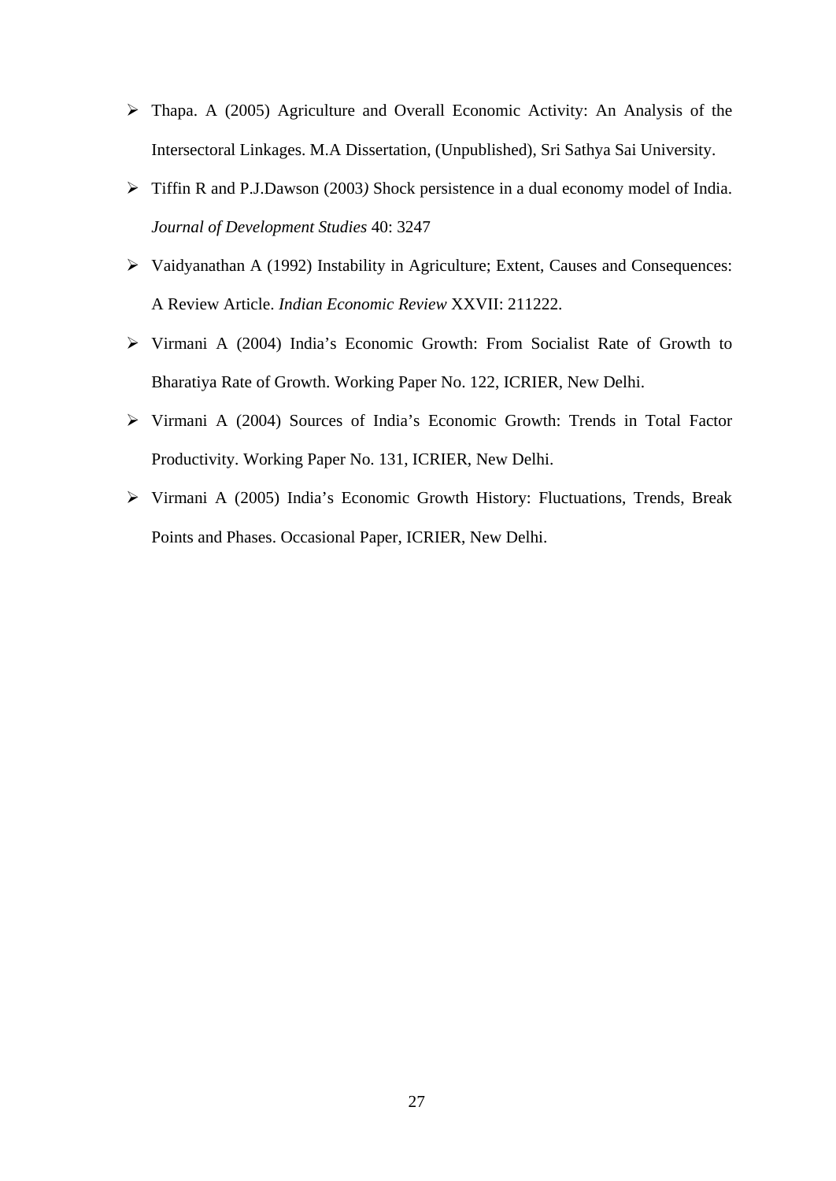- Thapa. A (2005) Agriculture and Overall Economic Activity: An Analysis of the Intersectoral Linkages. M.A Dissertation, (Unpublished), Sri Sathya Sai University.
- Tiffin R and P.J.Dawson (2003*)* Shock persistence in a dual economy model of India. *Journal of Development Studies* 40: 3247
- Vaidyanathan A (1992) Instability in Agriculture; Extent, Causes and Consequences: A Review Article. *Indian Economic Review* XXVII: 211222.
- Virmani A (2004) India's Economic Growth: From Socialist Rate of Growth to Bharatiya Rate of Growth. Working Paper No. 122, ICRIER, New Delhi.
- Virmani A (2004) Sources of India's Economic Growth: Trends in Total Factor Productivity. Working Paper No. 131, ICRIER, New Delhi.
- Virmani A (2005) India's Economic Growth History: Fluctuations, Trends, Break Points and Phases. Occasional Paper, ICRIER, New Delhi.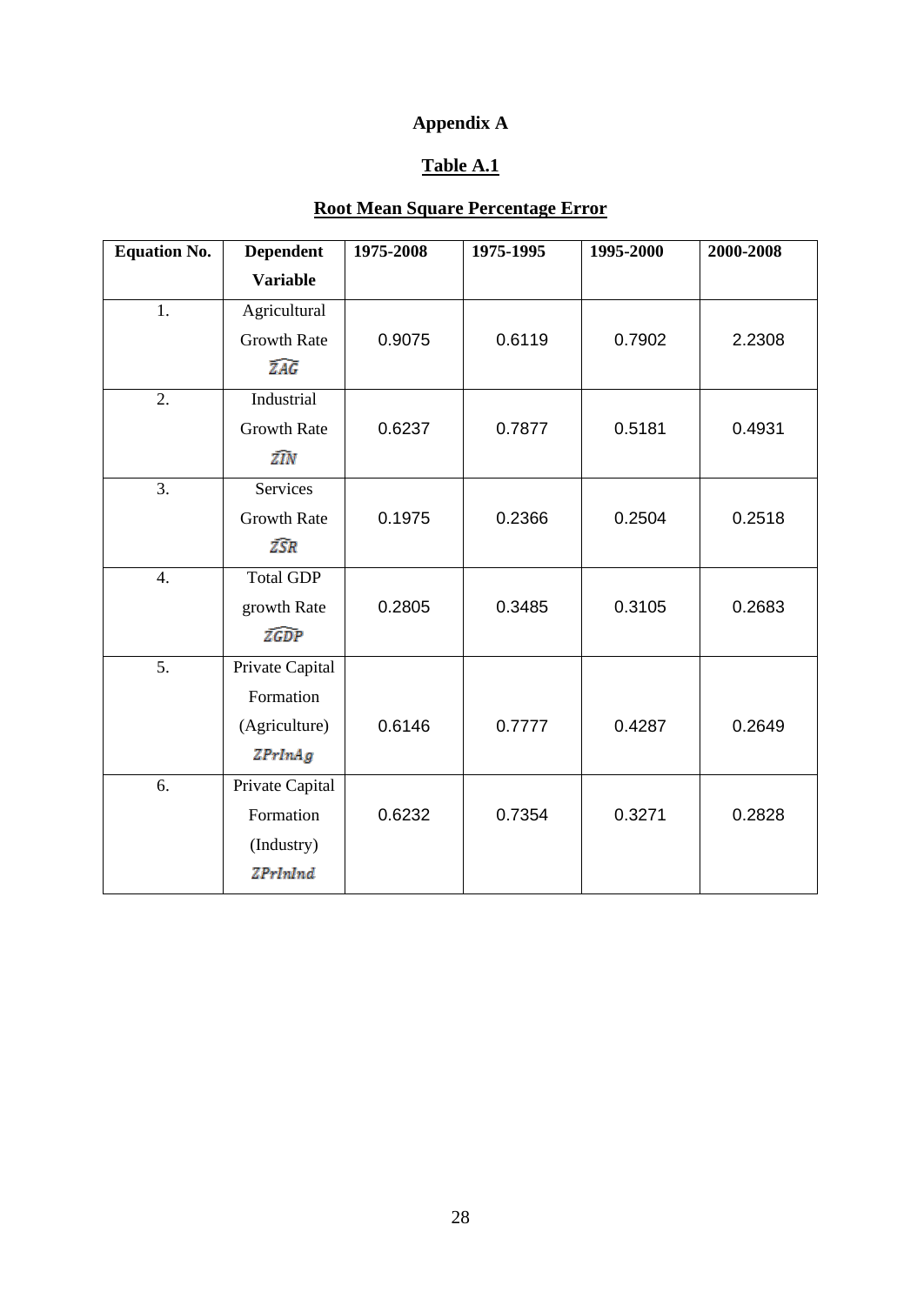# Appendix A

## Table A.1

## Root Mean Square Percentage Error

| Equation No. | Dependent Variable | 1975-2008 | 1975-1995 | 1995-2000 | 2000-2008 |
|---|---|---|---|---|---|
| 1. | Agricultural Growth Rate $\widehat{ZAG}$ | 0.9075 | 0.6119 | 0.7902 | 2.2308 |
| 2. | Industrial Growth Rate $\widehat{ZIN}$ | 0.6237 | 0.7877 | 0.5181 | 0.4931 |
| 3. | Services Growth Rate $\widehat{ZSR}$ | 0.1975 | 0.2366 | 0.2504 | 0.2518 |
| 4. | Total GDP growth Rate $\widehat{ZGDP}$ | 0.2805 | 0.3485 | 0.3105 | 0.2683 |
| 5. | Private Capital Formation (Agriculture) $ZPrInAg$ | 0.6146 | 0.7777 | 0.4287 | 0.2649 |
| 6. | Private Capital Formation (Industry) $ZPrInInd$ | 0.6232 | 0.7354 | 0.3271 | 0.2828 |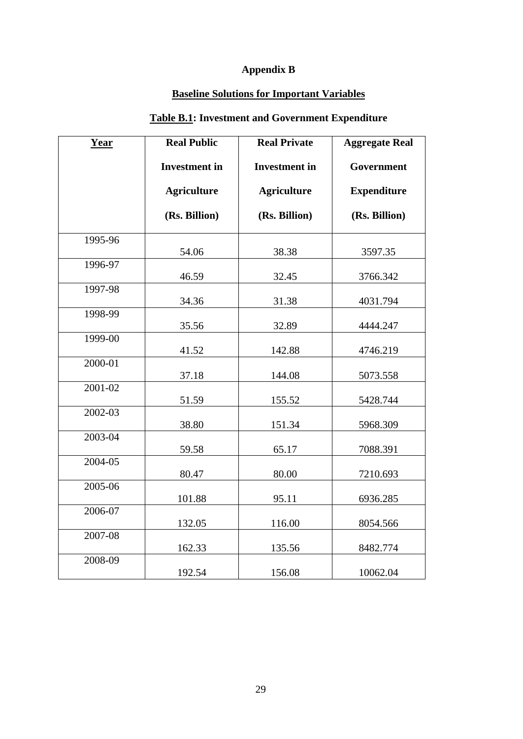# Appendix B

## Baseline Solutions for Important Variables

### Table B.1: Investment and Government Expenditure

| Year | Real Public Investment in Agriculture (Rs. Billion) | Real Private Investment in Agriculture (Rs. Billion) | Aggregate Real Government Expenditure (Rs. Billion) |
|---|---|---|---|
| 1995-96 | 54.06 | 38.38 | 3597.35 |
| 1996-97 | 46.59 | 32.45 | 3766.342 |
| 1997-98 | 34.36 | 31.38 | 4031.794 |
| 1998-99 | 35.56 | 32.89 | 4444.247 |
| 1999-00 | 41.52 | 142.88 | 4746.219 |
| 2000-01 | 37.18 | 144.08 | 5073.558 |
| 2001-02 | 51.59 | 155.52 | 5428.744 |
| 2002-03 | 38.80 | 151.34 | 5968.309 |
| 2003-04 | 59.58 | 65.17 | 7088.391 |
| 2004-05 | 80.47 | 80.00 | 7210.693 |
| 2005-06 | 101.88 | 95.11 | 6936.285 |
| 2006-07 | 132.05 | 116.00 | 8054.566 |
| 2007-08 | 162.33 | 135.56 | 8482.774 |
| 2008-09 | 192.54 | 156.08 | 10062.04 |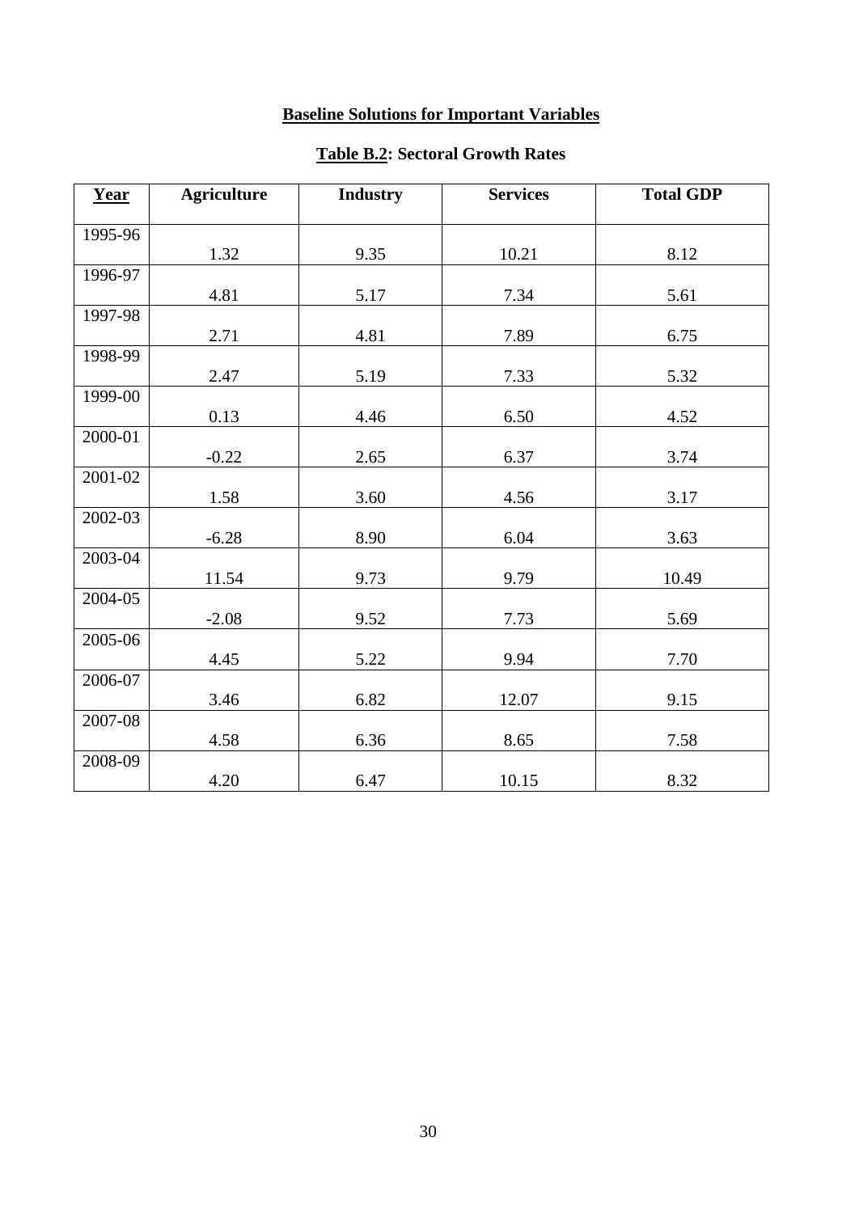## Baseline Solutions for Important Variables

### Table B.2: Sectoral Growth Rates

| Year | Agriculture | Industry | Services | Total GDP |
|---|---|---|---|---|
| 1995-96 | 1.32 | 9.35 | 10.21 | 8.12 |
| 1996-97 | 4.81 | 5.17 | 7.34 | 5.61 |
| 1997-98 | 2.71 | 4.81 | 7.89 | 6.75 |
| 1998-99 | 2.47 | 5.19 | 7.33 | 5.32 |
| 1999-00 | 0.13 | 4.46 | 6.50 | 4.52 |
| 2000-01 | -0.22 | 2.65 | 6.37 | 3.74 |
| 2001-02 | 1.58 | 3.60 | 4.56 | 3.17 |
| 2002-03 | -6.28 | 8.90 | 6.04 | 3.63 |
| 2003-04 | 11.54 | 9.73 | 9.79 | 10.49 |
| 2004-05 | -2.08 | 9.52 | 7.73 | 5.69 |
| 2005-06 | 4.45 | 5.22 | 9.94 | 7.70 |
| 2006-07 | 3.46 | 6.82 | 12.07 | 9.15 |
| 2007-08 | 4.58 | 6.36 | 8.65 | 7.58 |
| 2008-09 | 4.20 | 6.47 | 10.15 | 8.32 |